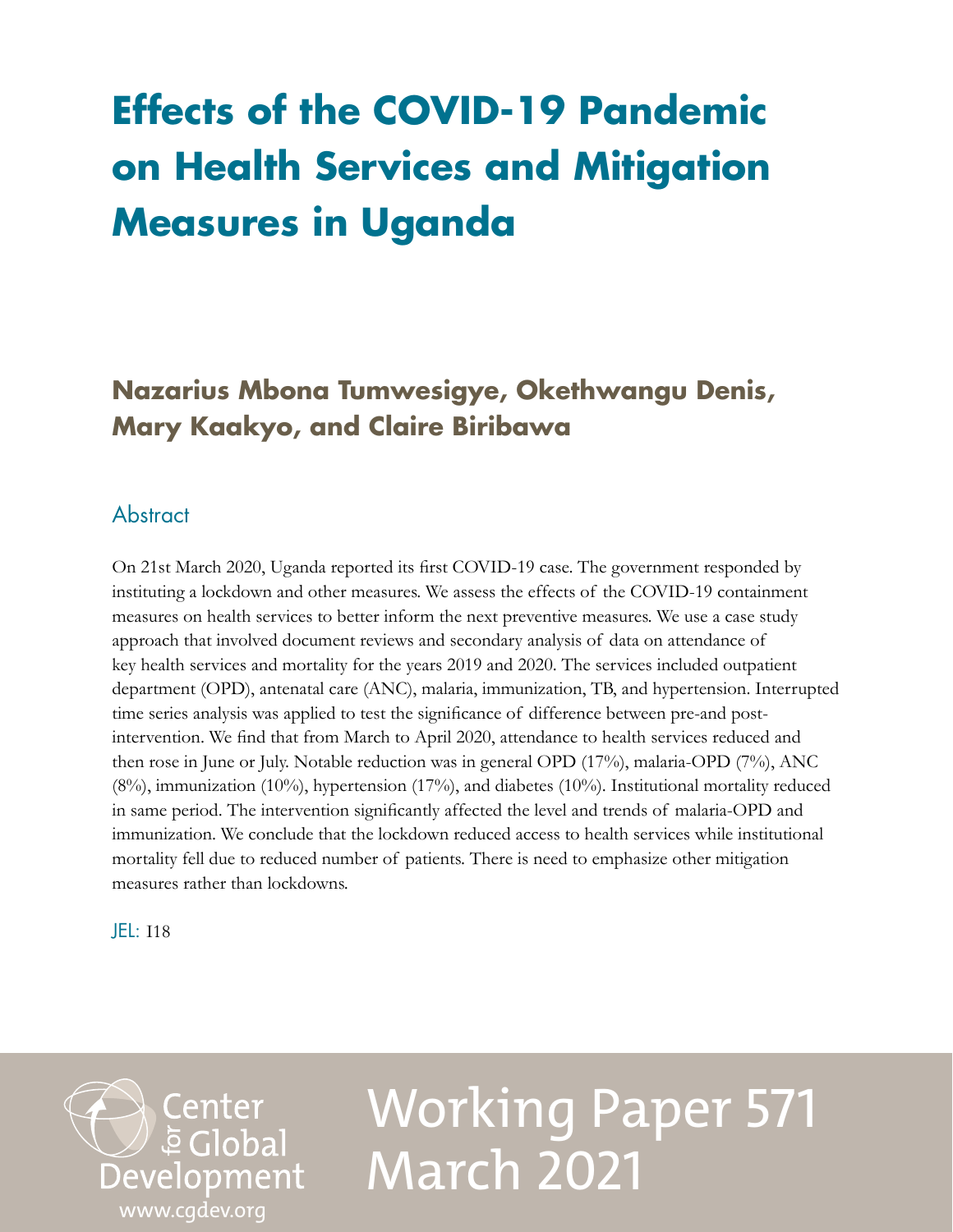# Effects of the COVID-19 Pandemic on Health Services and Mitigation Measures in Uganda

**Nazarius Mbona Tumwesigye, Okethwangu Denis, Mary Kaakyo, and Claire Biribawa**

## Abstract

On 21st March 2020, Uganda reported its first COVID-19 case. The government responded by instituting a lockdown and other measures. We assess the effects of the COVID-19 containment measures on health services to better inform the next preventive measures. We use a case study approach that involved document reviews and secondary analysis of data on attendance of key health services and mortality for the years 2019 and 2020. The services included outpatient department (OPD), antenatal care (ANC), malaria, immunization, TB, and hypertension. Interrupted time series analysis was applied to test the significance of difference between pre-and post-intervention. We find that from March to April 2020, attendance to health services reduced and then rose in June or July. Notable reduction was in general OPD (17%), malaria-OPD (7%), ANC (8%), immunization (10%), hypertension (17%), and diabetes (10%). Institutional mortality reduced in same period. The intervention significantly affected the level and trends of malaria-OPD and immunization. We conclude that the lockdown reduced access to health services while institutional mortality fell due to reduced number of patients. There is need to emphasize other mitigation measures rather than lockdowns.

JEL: I18

Center for Global Development
www.cgdev.org

Working Paper 571
March 2021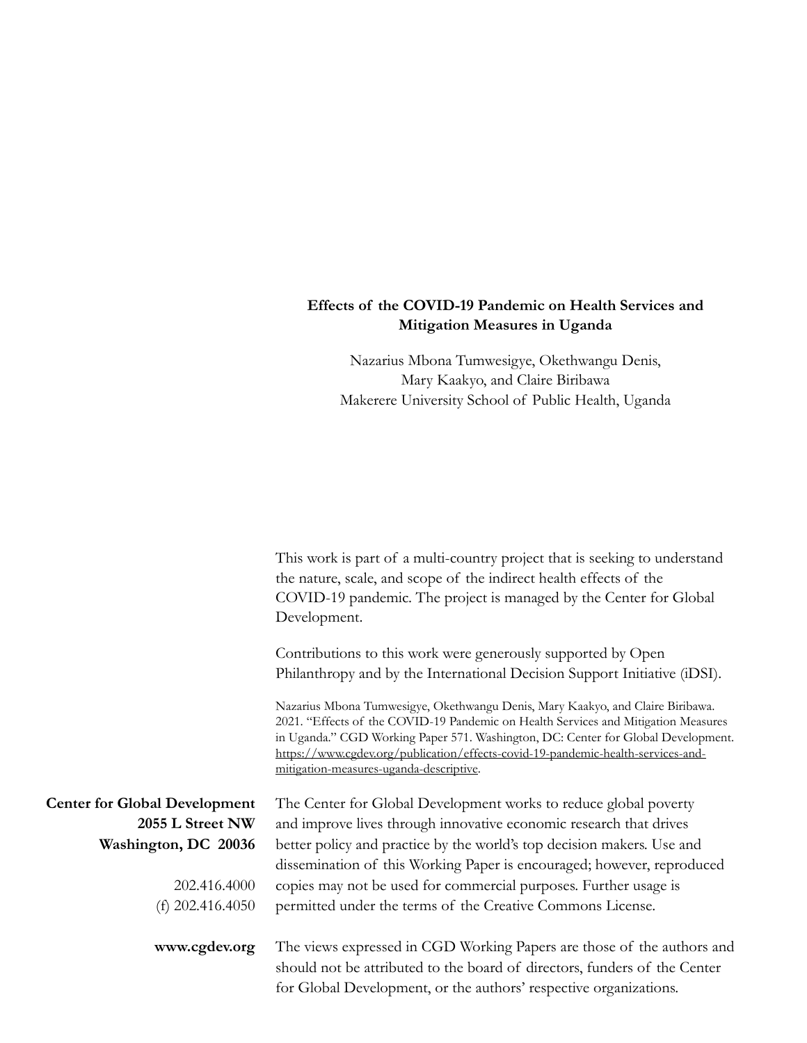**Effects of the COVID-19 Pandemic on Health Services and Mitigation Measures in Uganda**

Nazarius Mbona Tumwesigye, Okethwangu Denis, Mary Kaakyo, and Claire Biribawa
Makerere University School of Public Health, Uganda

This work is part of a multi-country project that is seeking to understand the nature, scale, and scope of the indirect health effects of the COVID-19 pandemic. The project is managed by the Center for Global Development.

Contributions to this work were generously supported by Open Philanthropy and by the International Decision Support Initiative (iDSI).

Nazarius Mbona Tumwesigye, Okethwangu Denis, Mary Kaakyo, and Claire Biribawa. 2021. "Effects of the COVID-19 Pandemic on Health Services and Mitigation Measures in Uganda." CGD Working Paper 571. Washington, DC: Center for Global Development. https://www.cgdev.org/publication/effects-covid-19-pandemic-health-services-and-mitigation-measures-uganda-descriptive.

**Center for Global Development**
**2055 L Street NW**
**Washington, DC 20036**

202.416.4000
(f) 202.416.4050

**www.cgdev.org**

The Center for Global Development works to reduce global poverty and improve lives through innovative economic research that drives better policy and practice by the world's top decision makers. Use and dissemination of this Working Paper is encouraged; however, reproduced copies may not be used for commercial purposes. Further usage is permitted under the terms of the Creative Commons License.

The views expressed in CGD Working Papers are those of the authors and should not be attributed to the board of directors, funders of the Center for Global Development, or the authors' respective organizations.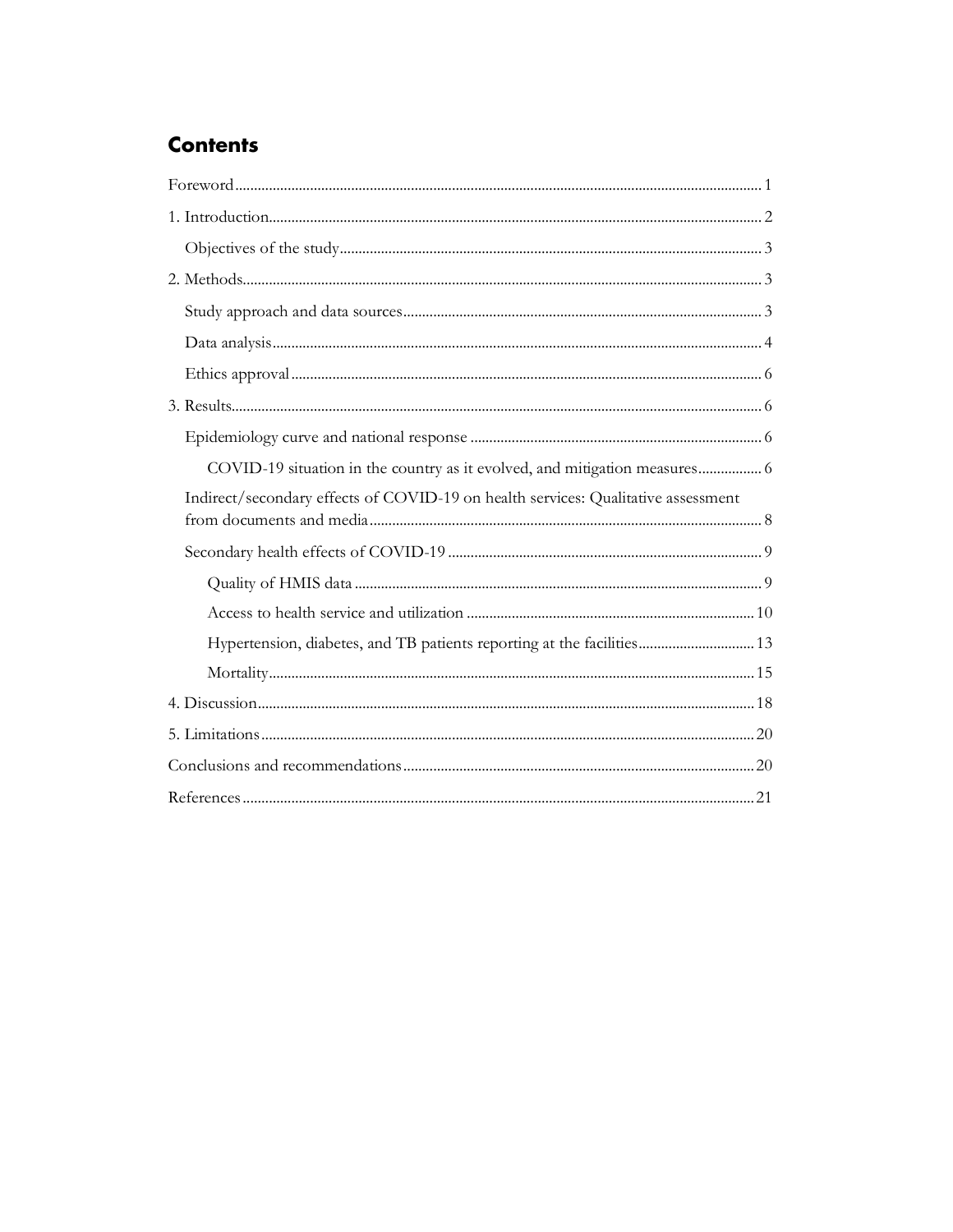## Contents

Foreword ........ 1

1. Introduction ........ 2
   - Objectives of the study ........ 3
2. Methods ........ 3
   - Study approach and data sources ........ 3
   - Data analysis ........ 4
   - Ethics approval ........ 6
3. Results ........ 6
   - Epidemiology curve and national response ........ 6
     - COVID-19 situation in the country as it evolved, and mitigation measures ........ 6
   - Indirect/secondary effects of COVID-19 on health services: Qualitative assessment from documents and media ........ 8
   - Secondary health effects of COVID-19 ........ 9
     - Quality of HMIS data ........ 9
     - Access to health service and utilization ........ 10
     - Hypertension, diabetes, and TB patients reporting at the facilities ........ 13
     - Mortality ........ 15
4. Discussion ........ 18
5. Limitations ........ 20

Conclusions and recommendations ........ 20

References ........ 21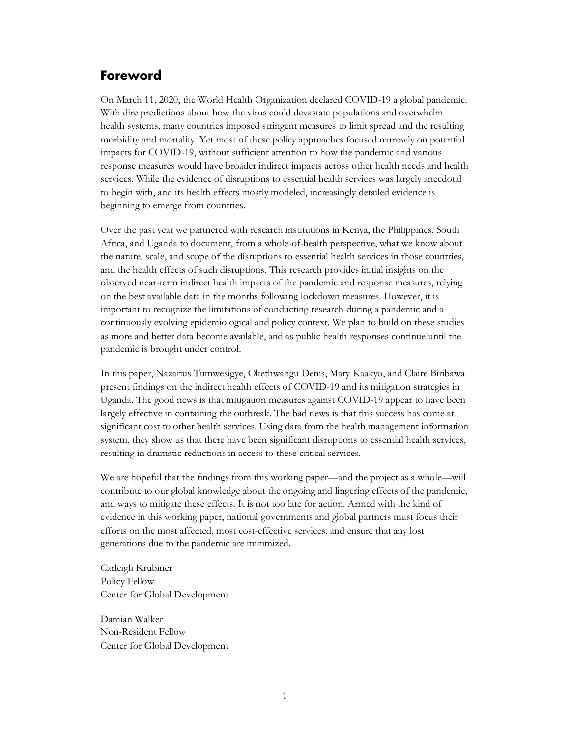## Foreword

On March 11, 2020, the World Health Organization declared COVID-19 a global pandemic. With dire predictions about how the virus could devastate populations and overwhelm health systems, many countries imposed stringent measures to limit spread and the resulting morbidity and mortality. Yet most of these policy approaches focused narrowly on potential impacts for COVID-19, without sufficient attention to how the pandemic and various response measures would have broader indirect impacts across other health needs and health services. While the evidence of disruptions to essential health services was largely anecdotal to begin with, and its health effects mostly modeled, increasingly detailed evidence is beginning to emerge from countries.

Over the past year we partnered with research institutions in Kenya, the Philippines, South Africa, and Uganda to document, from a whole-of-health perspective, what we know about the nature, scale, and scope of the disruptions to essential health services in those countries, and the health effects of such disruptions. This research provides initial insights on the observed near-term indirect health impacts of the pandemic and response measures, relying on the best available data in the months following lockdown measures. However, it is important to recognize the limitations of conducting research during a pandemic and a continuously evolving epidemiological and policy context. We plan to build on these studies as more and better data become available, and as public health responses continue until the pandemic is brought under control.

In this paper, Nazarius Tumwesigye, Okethwangu Denis, Mary Kaakyo, and Claire Biribawa present findings on the indirect health effects of COVID-19 and its mitigation strategies in Uganda. The good news is that mitigation measures against COVID-19 appear to have been largely effective in containing the outbreak. The bad news is that this success has come at significant cost to other health services. Using data from the health management information system, they show us that there have been significant disruptions to essential health services, resulting in dramatic reductions in access to these critical services.

We are hopeful that the findings from this working paper—and the project as a whole—will contribute to our global knowledge about the ongoing and lingering effects of the pandemic, and ways to mitigate these effects. It is not too late for action. Armed with the kind of evidence in this working paper, national governments and global partners must focus their efforts on the most affected, most cost-effective services, and ensure that any lost generations due to the pandemic are minimized.

Carleigh Krubiner
Policy Fellow
Center for Global Development

Damian Walker
Non-Resident Fellow
Center for Global Development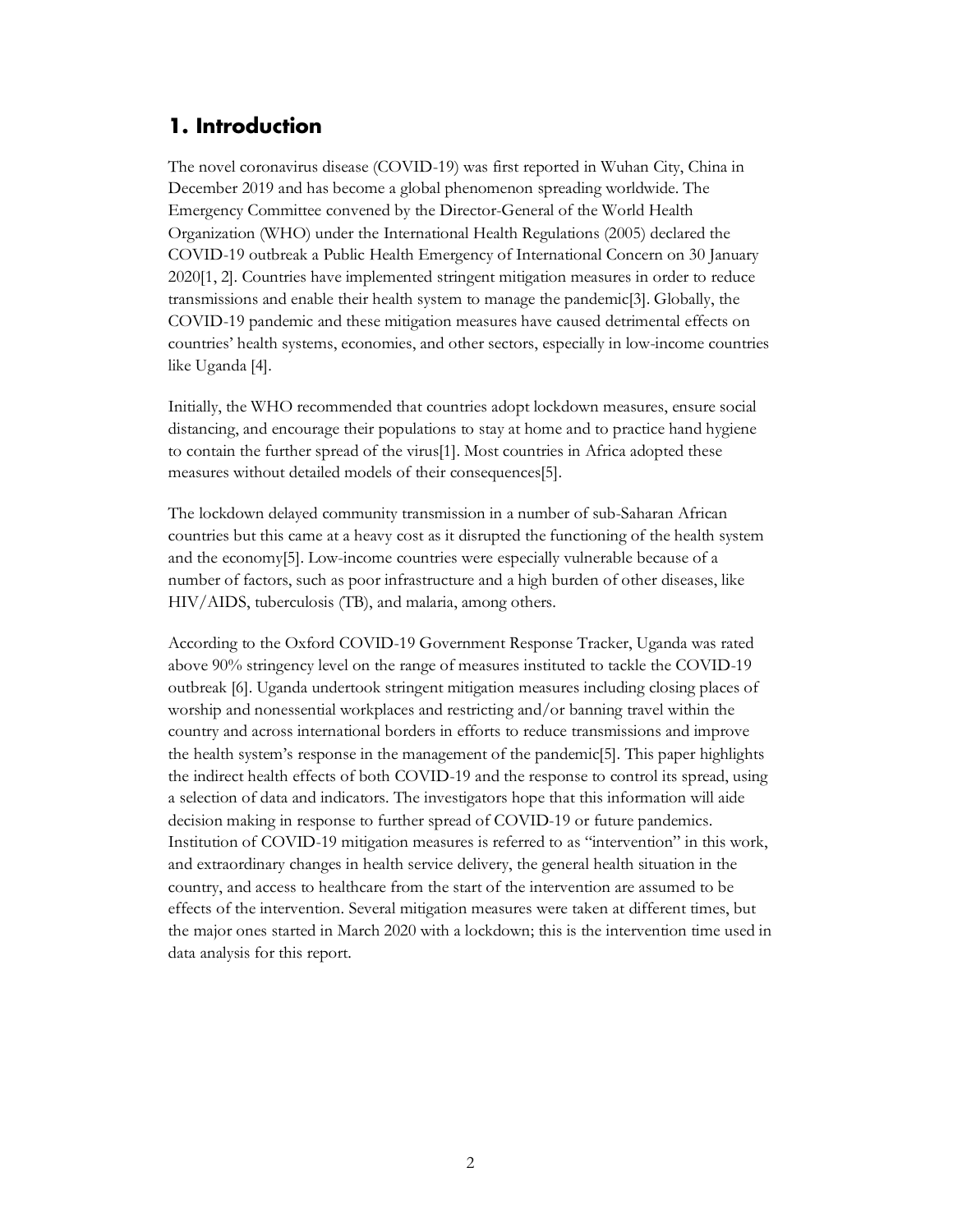## 1. Introduction

The novel coronavirus disease (COVID-19) was first reported in Wuhan City, China in December 2019 and has become a global phenomenon spreading worldwide. The Emergency Committee convened by the Director-General of the World Health Organization (WHO) under the International Health Regulations (2005) declared the COVID-19 outbreak a Public Health Emergency of International Concern on 30 January 2020[1, 2]. Countries have implemented stringent mitigation measures in order to reduce transmissions and enable their health system to manage the pandemic[3]. Globally, the COVID-19 pandemic and these mitigation measures have caused detrimental effects on countries' health systems, economies, and other sectors, especially in low-income countries like Uganda [4].

Initially, the WHO recommended that countries adopt lockdown measures, ensure social distancing, and encourage their populations to stay at home and to practice hand hygiene to contain the further spread of the virus[1]. Most countries in Africa adopted these measures without detailed models of their consequences[5].

The lockdown delayed community transmission in a number of sub-Saharan African countries but this came at a heavy cost as it disrupted the functioning of the health system and the economy[5]. Low-income countries were especially vulnerable because of a number of factors, such as poor infrastructure and a high burden of other diseases, like HIV/AIDS, tuberculosis (TB), and malaria, among others.

According to the Oxford COVID-19 Government Response Tracker, Uganda was rated above 90% stringency level on the range of measures instituted to tackle the COVID-19 outbreak [6]. Uganda undertook stringent mitigation measures including closing places of worship and nonessential workplaces and restricting and/or banning travel within the country and across international borders in efforts to reduce transmissions and improve the health system's response in the management of the pandemic[5]. This paper highlights the indirect health effects of both COVID-19 and the response to control its spread, using a selection of data and indicators. The investigators hope that this information will aide decision making in response to further spread of COVID-19 or future pandemics. Institution of COVID-19 mitigation measures is referred to as "intervention" in this work, and extraordinary changes in health service delivery, the general health situation in the country, and access to healthcare from the start of the intervention are assumed to be effects of the intervention. Several mitigation measures were taken at different times, but the major ones started in March 2020 with a lockdown; this is the intervention time used in data analysis for this report.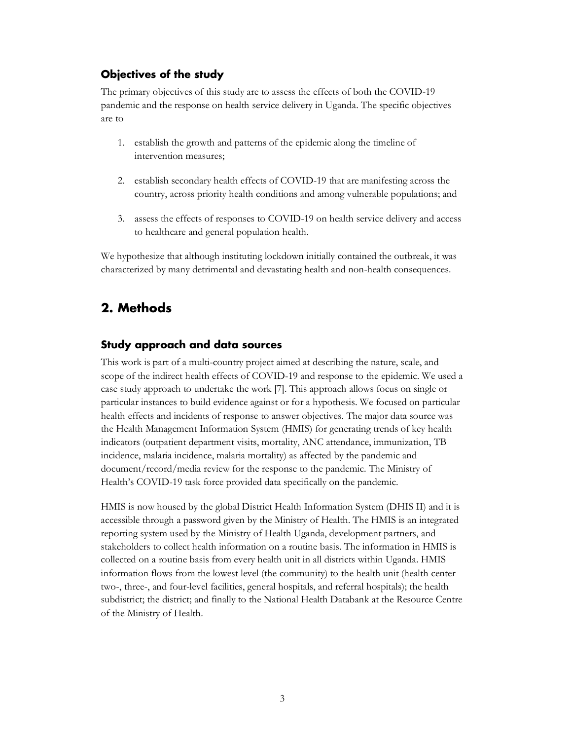### Objectives of the study

The primary objectives of this study are to assess the effects of both the COVID-19 pandemic and the response on health service delivery in Uganda. The specific objectives are to

1. establish the growth and patterns of the epidemic along the timeline of intervention measures;
2. establish secondary health effects of COVID-19 that are manifesting across the country, across priority health conditions and among vulnerable populations; and
3. assess the effects of responses to COVID-19 on health service delivery and access to healthcare and general population health.

We hypothesize that although instituting lockdown initially contained the outbreak, it was characterized by many detrimental and devastating health and non-health consequences.

## 2. Methods

### Study approach and data sources

This work is part of a multi-country project aimed at describing the nature, scale, and scope of the indirect health effects of COVID-19 and response to the epidemic. We used a case study approach to undertake the work [7]. This approach allows focus on single or particular instances to build evidence against or for a hypothesis. We focused on particular health effects and incidents of response to answer objectives. The major data source was the Health Management Information System (HMIS) for generating trends of key health indicators (outpatient department visits, mortality, ANC attendance, immunization, TB incidence, malaria incidence, malaria mortality) as affected by the pandemic and document/record/media review for the response to the pandemic. The Ministry of Health's COVID-19 task force provided data specifically on the pandemic.

HMIS is now housed by the global District Health Information System (DHIS II) and it is accessible through a password given by the Ministry of Health. The HMIS is an integrated reporting system used by the Ministry of Health Uganda, development partners, and stakeholders to collect health information on a routine basis. The information in HMIS is collected on a routine basis from every health unit in all districts within Uganda. HMIS information flows from the lowest level (the community) to the health unit (health center two-, three-, and four-level facilities, general hospitals, and referral hospitals); the health subdistrict; the district; and finally to the National Health Databank at the Resource Centre of the Ministry of Health.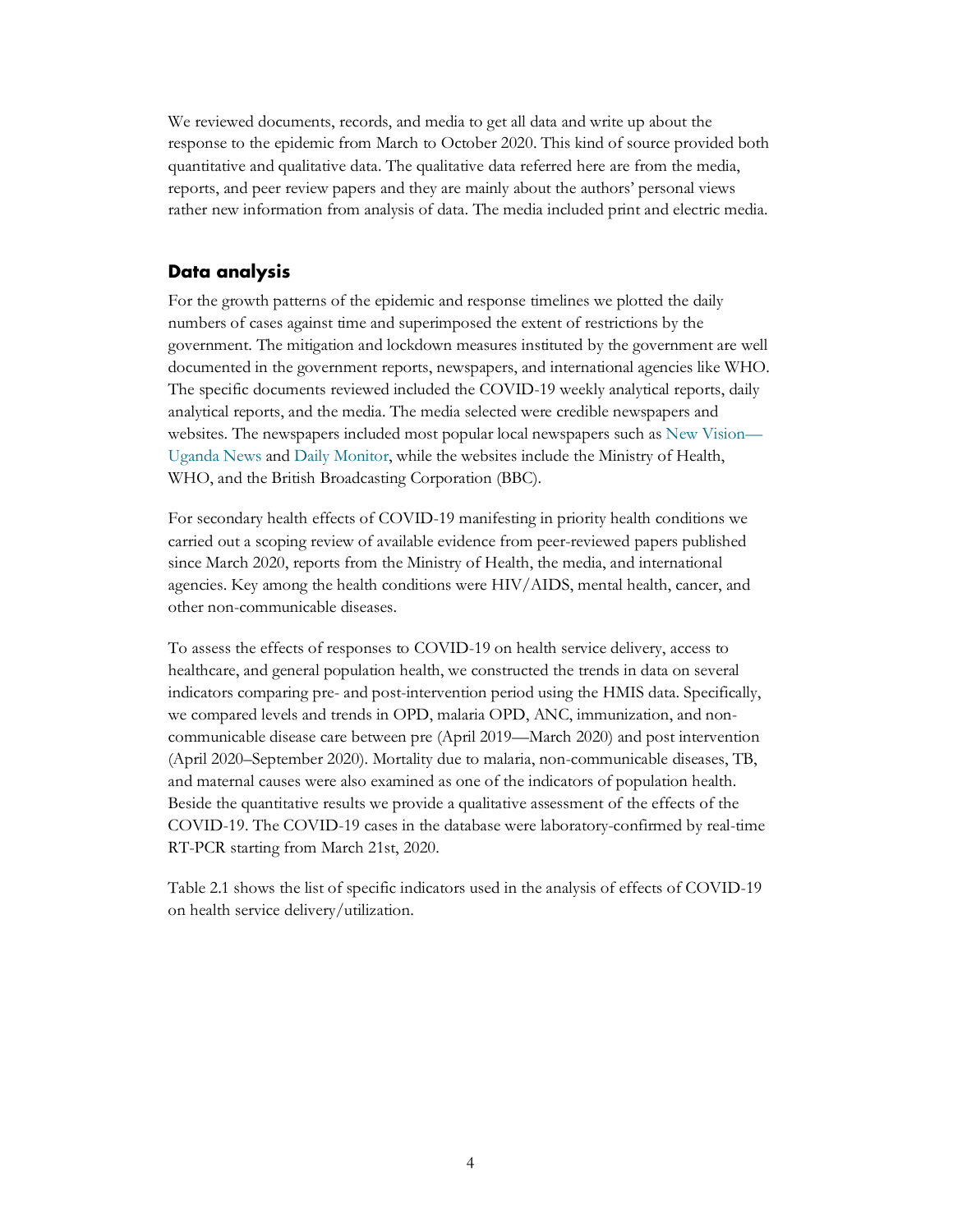We reviewed documents, records, and media to get all data and write up about the response to the epidemic from March to October 2020. This kind of source provided both quantitative and qualitative data. The qualitative data referred here are from the media, reports, and peer review papers and they are mainly about the authors' personal views rather new information from analysis of data. The media included print and electric media.

## Data analysis

For the growth patterns of the epidemic and response timelines we plotted the daily numbers of cases against time and superimposed the extent of restrictions by the government. The mitigation and lockdown measures instituted by the government are well documented in the government reports, newspapers, and international agencies like WHO. The specific documents reviewed included the COVID-19 weekly analytical reports, daily analytical reports, and the media. The media selected were credible newspapers and websites. The newspapers included most popular local newspapers such as New Vision—Uganda News and Daily Monitor, while the websites include the Ministry of Health, WHO, and the British Broadcasting Corporation (BBC).

For secondary health effects of COVID-19 manifesting in priority health conditions we carried out a scoping review of available evidence from peer-reviewed papers published since March 2020, reports from the Ministry of Health, the media, and international agencies. Key among the health conditions were HIV/AIDS, mental health, cancer, and other non-communicable diseases.

To assess the effects of responses to COVID-19 on health service delivery, access to healthcare, and general population health, we constructed the trends in data on several indicators comparing pre- and post-intervention period using the HMIS data. Specifically, we compared levels and trends in OPD, malaria OPD, ANC, immunization, and non-communicable disease care between pre (April 2019—March 2020) and post intervention (April 2020–September 2020). Mortality due to malaria, non-communicable diseases, TB, and maternal causes were also examined as one of the indicators of population health. Beside the quantitative results we provide a qualitative assessment of the effects of the COVID-19. The COVID-19 cases in the database were laboratory-confirmed by real-time RT-PCR starting from March 21st, 2020.

Table 2.1 shows the list of specific indicators used in the analysis of effects of COVID-19 on health service delivery/utilization.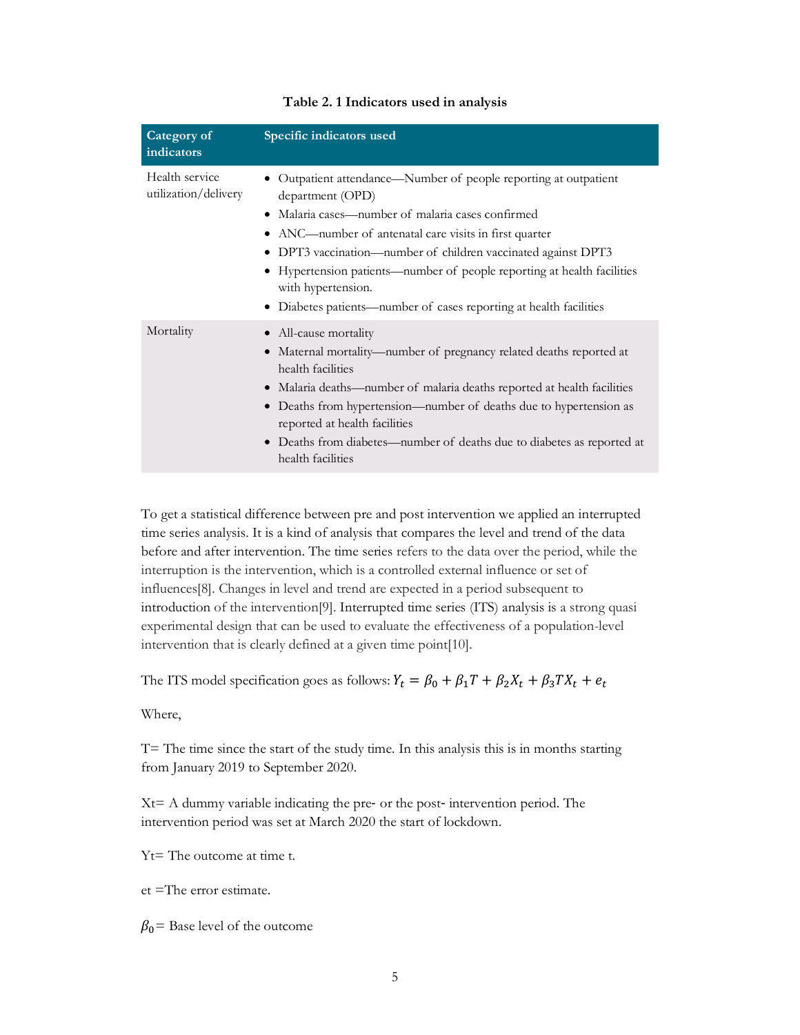**Table 2. 1 Indicators used in analysis**

| Category of indicators | Specific indicators used |
| --- | --- |
| Health service utilization/delivery | • Outpatient attendance—Number of people reporting at outpatient department (OPD)<br>• Malaria cases—number of malaria cases confirmed<br>• ANC—number of antenatal care visits in first quarter<br>• DPT3 vaccination—number of children vaccinated against DPT3<br>• Hypertension patients—number of people reporting at health facilities with hypertension.<br>• Diabetes patients—number of cases reporting at health facilities |
| Mortality | • All-cause mortality<br>• Maternal mortality—number of pregnancy related deaths reported at health facilities<br>• Malaria deaths—number of malaria deaths reported at health facilities<br>• Deaths from hypertension—number of deaths due to hypertension as reported at health facilities<br>• Deaths from diabetes—number of deaths due to diabetes as reported at health facilities |

To get a statistical difference between pre and post intervention we applied an interrupted time series analysis. It is a kind of analysis that compares the level and trend of the data before and after intervention. The time series refers to the data over the period, while the interruption is the intervention, which is a controlled external influence or set of influences[8]. Changes in level and trend are expected in a period subsequent to introduction of the intervention[9]. Interrupted time series (ITS) analysis is a strong quasi experimental design that can be used to evaluate the effectiveness of a population-level intervention that is clearly defined at a given time point[10].

The ITS model specification goes as follows: $Y_t = \beta_0 + \beta_1 T + \beta_2 X_t + \beta_3 T X_t + e_t$

Where,

T= The time since the start of the study time. In this analysis this is in months starting from January 2019 to September 2020.

Xt= A dummy variable indicating the pre- or the post- intervention period. The intervention period was set at March 2020 the start of lockdown.

Yt= The outcome at time t.

et =The error estimate.

$\beta_0$= Base level of the outcome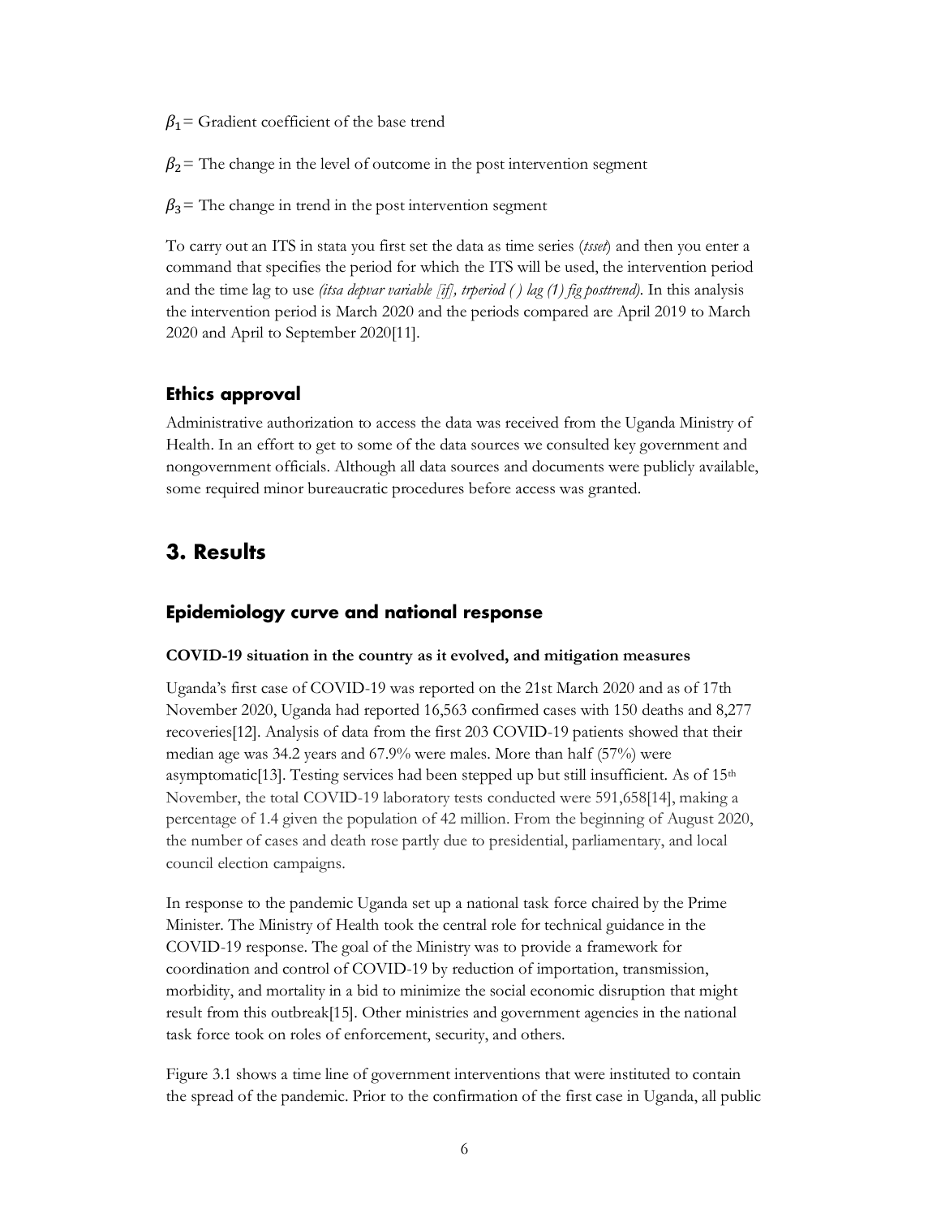$\beta_1$ = Gradient coefficient of the base trend

$\beta_2$ = The change in the level of outcome in the post intervention segment

$\beta_3$ = The change in trend in the post intervention segment

To carry out an ITS in stata you first set the data as time series (*tsset*) and then you enter a command that specifies the period for which the ITS will be used, the intervention period and the time lag to use *(itsa depvar variable [if], trperiod ( ) lag (1) fig posttrend)*. In this analysis the intervention period is March 2020 and the periods compared are April 2019 to March 2020 and April to September 2020[11].

## Ethics approval

Administrative authorization to access the data was received from the Uganda Ministry of Health. In an effort to get to some of the data sources we consulted key government and nongovernment officials. Although all data sources and documents were publicly available, some required minor bureaucratic procedures before access was granted.

# 3. Results

## Epidemiology curve and national response

### COVID-19 situation in the country as it evolved, and mitigation measures

Uganda's first case of COVID-19 was reported on the 21st March 2020 and as of 17th November 2020, Uganda had reported 16,563 confirmed cases with 150 deaths and 8,277 recoveries[12]. Analysis of data from the first 203 COVID-19 patients showed that their median age was 34.2 years and 67.9% were males. More than half (57%) were asymptomatic[13]. Testing services had been stepped up but still insufficient. As of 15th November, the total COVID-19 laboratory tests conducted were 591,658[14], making a percentage of 1.4 given the population of 42 million. From the beginning of August 2020, the number of cases and death rose partly due to presidential, parliamentary, and local council election campaigns.

In response to the pandemic Uganda set up a national task force chaired by the Prime Minister. The Ministry of Health took the central role for technical guidance in the COVID-19 response. The goal of the Ministry was to provide a framework for coordination and control of COVID-19 by reduction of importation, transmission, morbidity, and mortality in a bid to minimize the social economic disruption that might result from this outbreak[15]. Other ministries and government agencies in the national task force took on roles of enforcement, security, and others.

Figure 3.1 shows a time line of government interventions that were instituted to contain the spread of the pandemic. Prior to the confirmation of the first case in Uganda, all public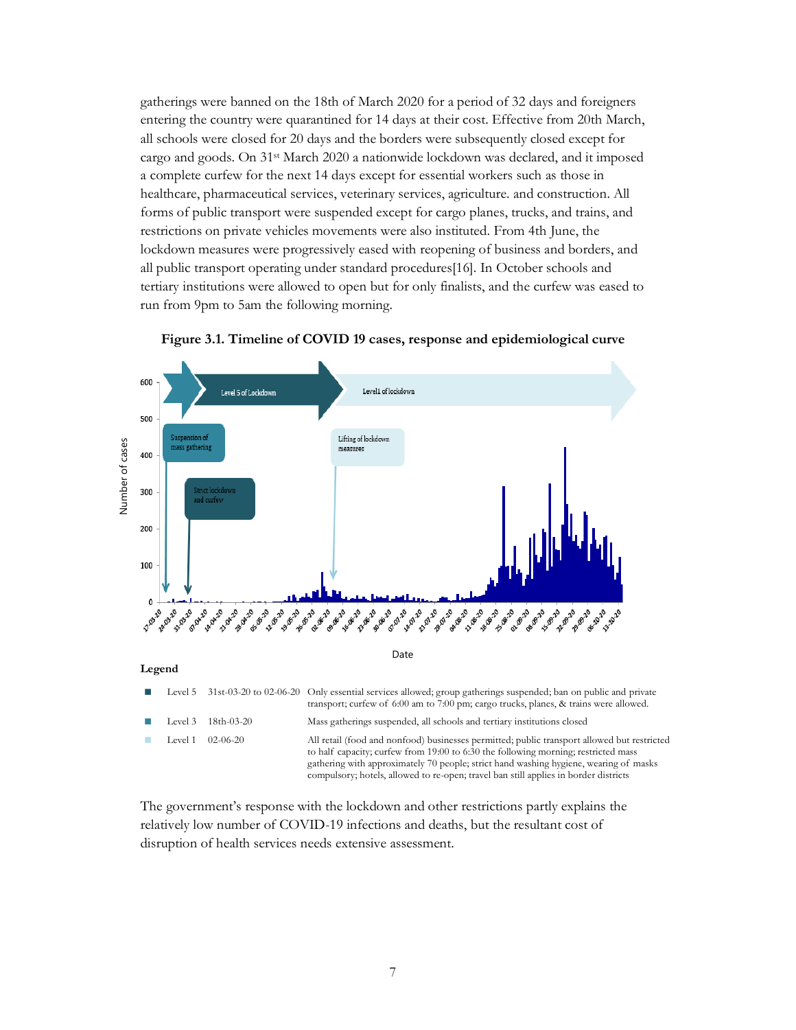gatherings were banned on the 18th of March 2020 for a period of 32 days and foreigners entering the country were quarantined for 14 days at their cost. Effective from 20th March, all schools were closed for 20 days and the borders were subsequently closed except for cargo and goods. On 31st March 2020 a nationwide lockdown was declared, and it imposed a complete curfew for the next 14 days except for essential workers such as those in healthcare, pharmaceutical services, veterinary services, agriculture. and construction. All forms of public transport were suspended except for cargo planes, trucks, and trains, and restrictions on private vehicles movements were also instituted. From 4th June, the lockdown measures were progressively eased with reopening of business and borders, and all public transport operating under standard procedures[16]. In October schools and tertiary institutions were allowed to open but for only finalists, and the curfew was eased to run from 9pm to 5am the following morning.

**Figure 3.1. Timeline of COVID 19 cases, response and epidemiological curve**

Level 5 of Lockdown

Level1 of lockdown

Suspension of mass gathering

Strict lockdown and curfew

Lifting of lockdown measures

Number of cases

0
100
200
300
400
500
600

17-03-20, 24-03-20, 31-03-20, 07-04-20, 14-04-20, 21-04-20, 28-04-20, 05-05-20, 12-05-20, 19-05-20, 26-05-20, 02-06-20, 09-06-20, 16-06-20, 23-06-20, 30-06-20, 07-07-20, 14-07-20, 21-07-20, 28-07-20, 04-08-20, 11-08-20, 18-08-20, 25-08-20, 01-09-20, 08-09-20, 15-09-20, 22-09-20, 29-09-20, 06-10-20, 13-10-20

Date

**Legend**

| | | | |
|---|---|---|---|
| ■ | Level 5 | 31st-03-20 to 02-06-20 | Only essential services allowed; group gatherings suspended; ban on public and private transport; curfew of 6:00 am to 7:00 pm; cargo trucks, planes, & trains were allowed. |
| ■ | Level 3 | 18th-03-20 | Mass gatherings suspended, all schools and tertiary institutions closed |
| ■ | Level 1 | 02-06-20 | All retail (food and nonfood) businesses permitted; public transport allowed but restricted to half capacity; curfew from 19:00 to 6:30 the following morning; restricted mass gathering with approximately 70 people; strict hand washing hygiene, wearing of masks compulsory; hotels, allowed to re-open; travel ban still applies in border districts |

The government's response with the lockdown and other restrictions partly explains the relatively low number of COVID-19 infections and deaths, but the resultant cost of disruption of health services needs extensive assessment.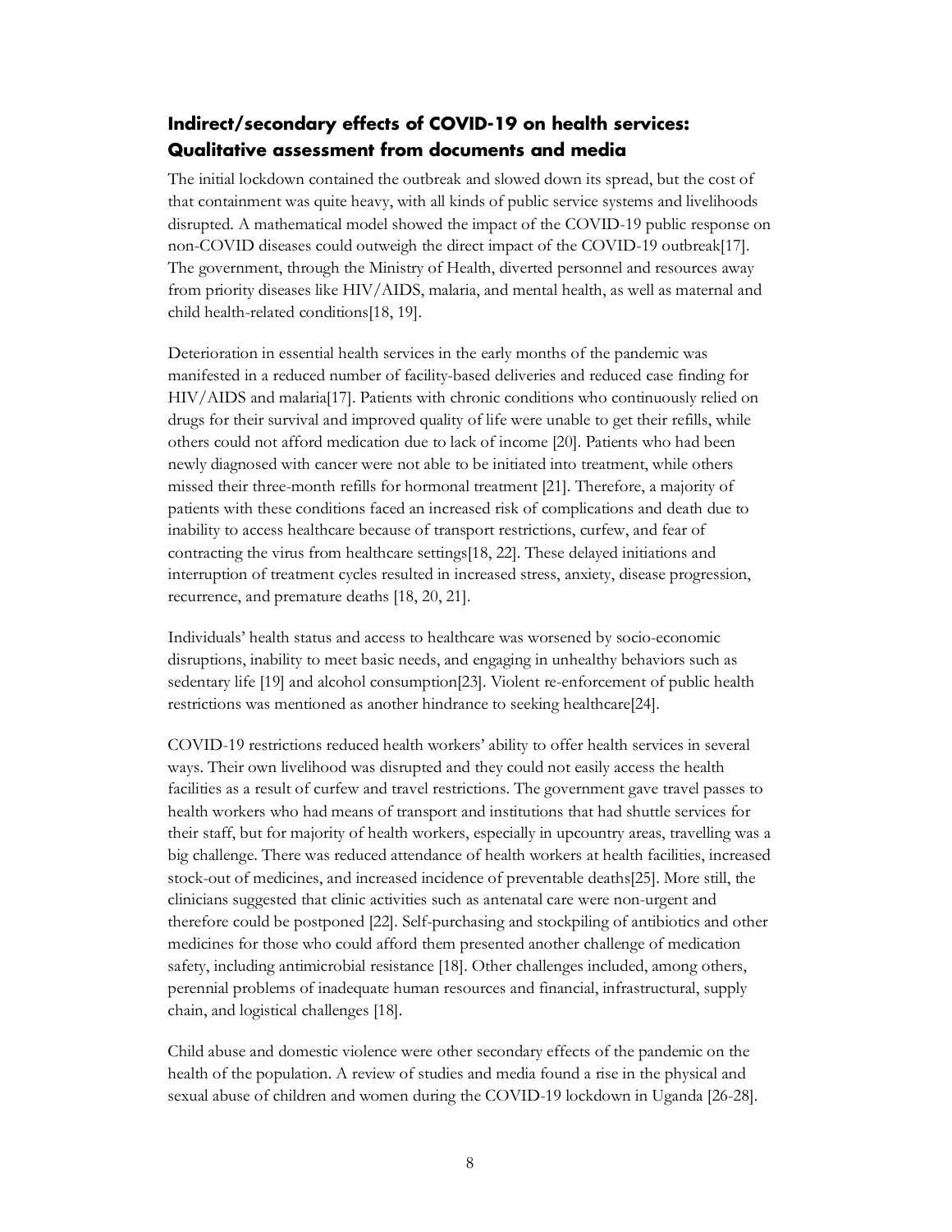## Indirect/secondary effects of COVID-19 on health services: Qualitative assessment from documents and media

The initial lockdown contained the outbreak and slowed down its spread, but the cost of that containment was quite heavy, with all kinds of public service systems and livelihoods disrupted. A mathematical model showed the impact of the COVID-19 public response on non-COVID diseases could outweigh the direct impact of the COVID-19 outbreak[17]. The government, through the Ministry of Health, diverted personnel and resources away from priority diseases like HIV/AIDS, malaria, and mental health, as well as maternal and child health-related conditions[18, 19].

Deterioration in essential health services in the early months of the pandemic was manifested in a reduced number of facility-based deliveries and reduced case finding for HIV/AIDS and malaria[17]. Patients with chronic conditions who continuously relied on drugs for their survival and improved quality of life were unable to get their refills, while others could not afford medication due to lack of income [20]. Patients who had been newly diagnosed with cancer were not able to be initiated into treatment, while others missed their three-month refills for hormonal treatment [21]. Therefore, a majority of patients with these conditions faced an increased risk of complications and death due to inability to access healthcare because of transport restrictions, curfew, and fear of contracting the virus from healthcare settings[18, 22]. These delayed initiations and interruption of treatment cycles resulted in increased stress, anxiety, disease progression, recurrence, and premature deaths [18, 20, 21].

Individuals' health status and access to healthcare was worsened by socio-economic disruptions, inability to meet basic needs, and engaging in unhealthy behaviors such as sedentary life [19] and alcohol consumption[23]. Violent re-enforcement of public health restrictions was mentioned as another hindrance to seeking healthcare[24].

COVID-19 restrictions reduced health workers' ability to offer health services in several ways. Their own livelihood was disrupted and they could not easily access the health facilities as a result of curfew and travel restrictions. The government gave travel passes to health workers who had means of transport and institutions that had shuttle services for their staff, but for majority of health workers, especially in upcountry areas, travelling was a big challenge. There was reduced attendance of health workers at health facilities, increased stock-out of medicines, and increased incidence of preventable deaths[25]. More still, the clinicians suggested that clinic activities such as antenatal care were non-urgent and therefore could be postponed [22]. Self-purchasing and stockpiling of antibiotics and other medicines for those who could afford them presented another challenge of medication safety, including antimicrobial resistance [18]. Other challenges included, among others, perennial problems of inadequate human resources and financial, infrastructural, supply chain, and logistical challenges [18].

Child abuse and domestic violence were other secondary effects of the pandemic on the health of the population. A review of studies and media found a rise in the physical and sexual abuse of children and women during the COVID-19 lockdown in Uganda [26-28].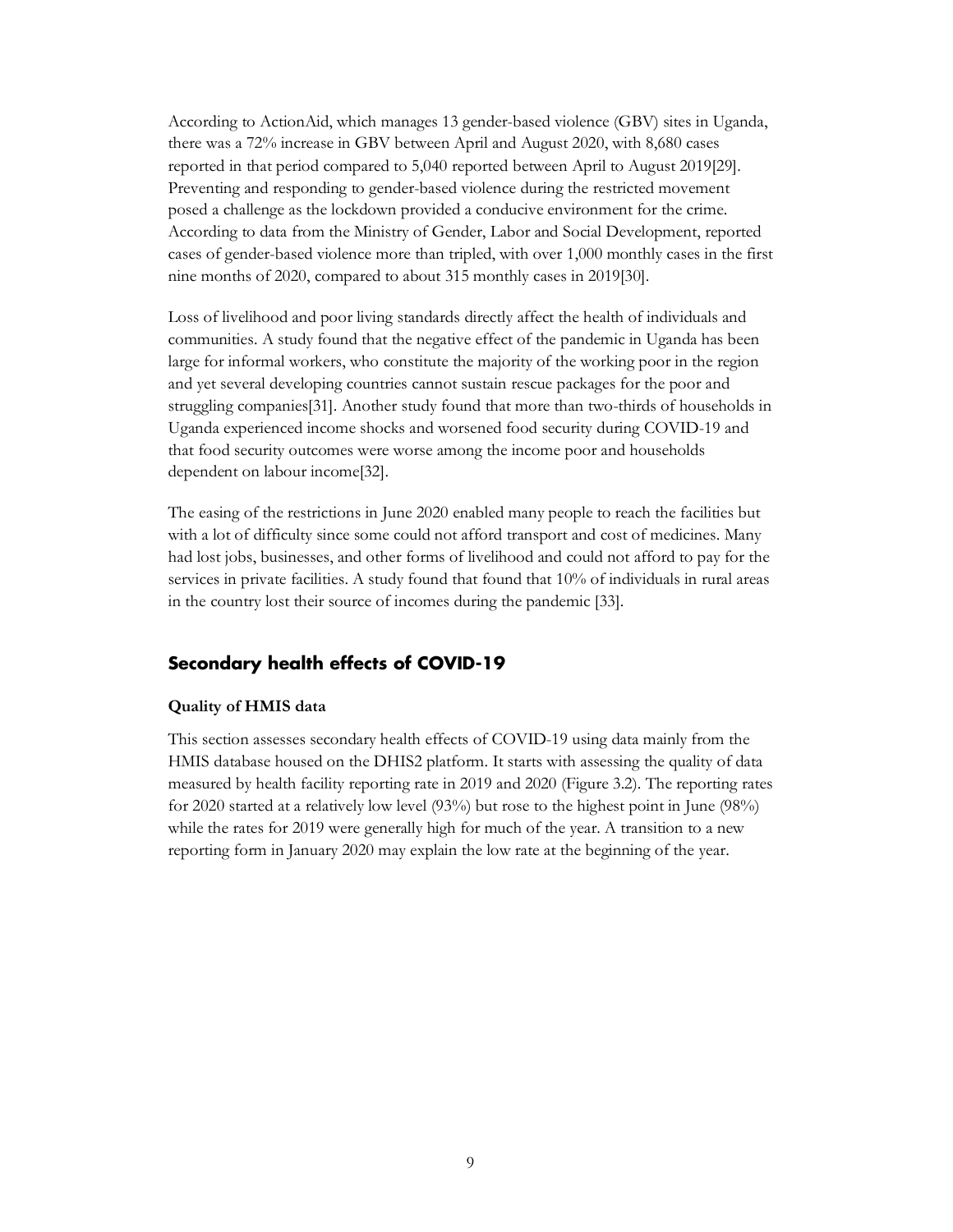According to ActionAid, which manages 13 gender-based violence (GBV) sites in Uganda, there was a 72% increase in GBV between April and August 2020, with 8,680 cases reported in that period compared to 5,040 reported between April to August 2019[29]. Preventing and responding to gender-based violence during the restricted movement posed a challenge as the lockdown provided a conducive environment for the crime. According to data from the Ministry of Gender, Labor and Social Development, reported cases of gender-based violence more than tripled, with over 1,000 monthly cases in the first nine months of 2020, compared to about 315 monthly cases in 2019[30].

Loss of livelihood and poor living standards directly affect the health of individuals and communities. A study found that the negative effect of the pandemic in Uganda has been large for informal workers, who constitute the majority of the working poor in the region and yet several developing countries cannot sustain rescue packages for the poor and struggling companies[31]. Another study found that more than two-thirds of households in Uganda experienced income shocks and worsened food security during COVID-19 and that food security outcomes were worse among the income poor and households dependent on labour income[32].

The easing of the restrictions in June 2020 enabled many people to reach the facilities but with a lot of difficulty since some could not afford transport and cost of medicines. Many had lost jobs, businesses, and other forms of livelihood and could not afford to pay for the services in private facilities. A study found that found that 10% of individuals in rural areas in the country lost their source of incomes during the pandemic [33].

## Secondary health effects of COVID-19

### Quality of HMIS data

This section assesses secondary health effects of COVID-19 using data mainly from the HMIS database housed on the DHIS2 platform. It starts with assessing the quality of data measured by health facility reporting rate in 2019 and 2020 (Figure 3.2). The reporting rates for 2020 started at a relatively low level (93%) but rose to the highest point in June (98%) while the rates for 2019 were generally high for much of the year. A transition to a new reporting form in January 2020 may explain the low rate at the beginning of the year.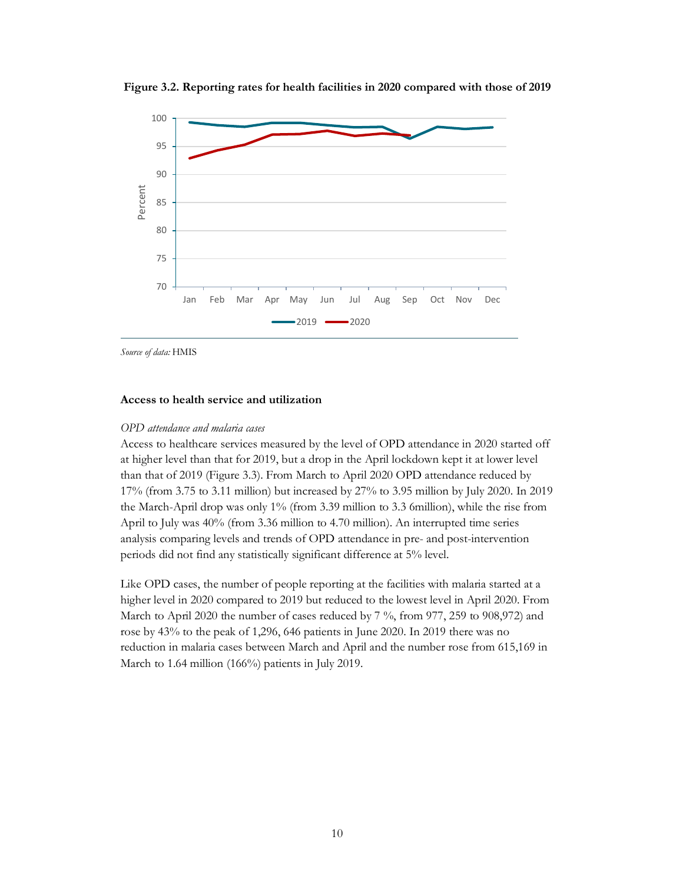**Figure 3.2. Reporting rates for health facilities in 2020 compared with those of 2019**

100
95
90
85
80
75
70

Percent

Jan Feb Mar Apr May Jun Jul Aug Sep Oct Nov Dec

2019 2020

*Source of data:* HMIS

**Access to health service and utilization**

*OPD attendance and malaria cases*

Access to healthcare services measured by the level of OPD attendance in 2020 started off at higher level than that for 2019, but a drop in the April lockdown kept it at lower level than that of 2019 (Figure 3.3). From March to April 2020 OPD attendance reduced by 17% (from 3.75 to 3.11 million) but increased by 27% to 3.95 million by July 2020. In 2019 the March-April drop was only 1% (from 3.39 million to 3.3 6million), while the rise from April to July was 40% (from 3.36 million to 4.70 million). An interrupted time series analysis comparing levels and trends of OPD attendance in pre- and post-intervention periods did not find any statistically significant difference at 5% level.

Like OPD cases, the number of people reporting at the facilities with malaria started at a higher level in 2020 compared to 2019 but reduced to the lowest level in April 2020. From March to April 2020 the number of cases reduced by 7 %, from 977, 259 to 908,972) and rose by 43% to the peak of 1,296, 646 patients in June 2020. In 2019 there was no reduction in malaria cases between March and April and the number rose from 615,169 in March to 1.64 million (166%) patients in July 2019.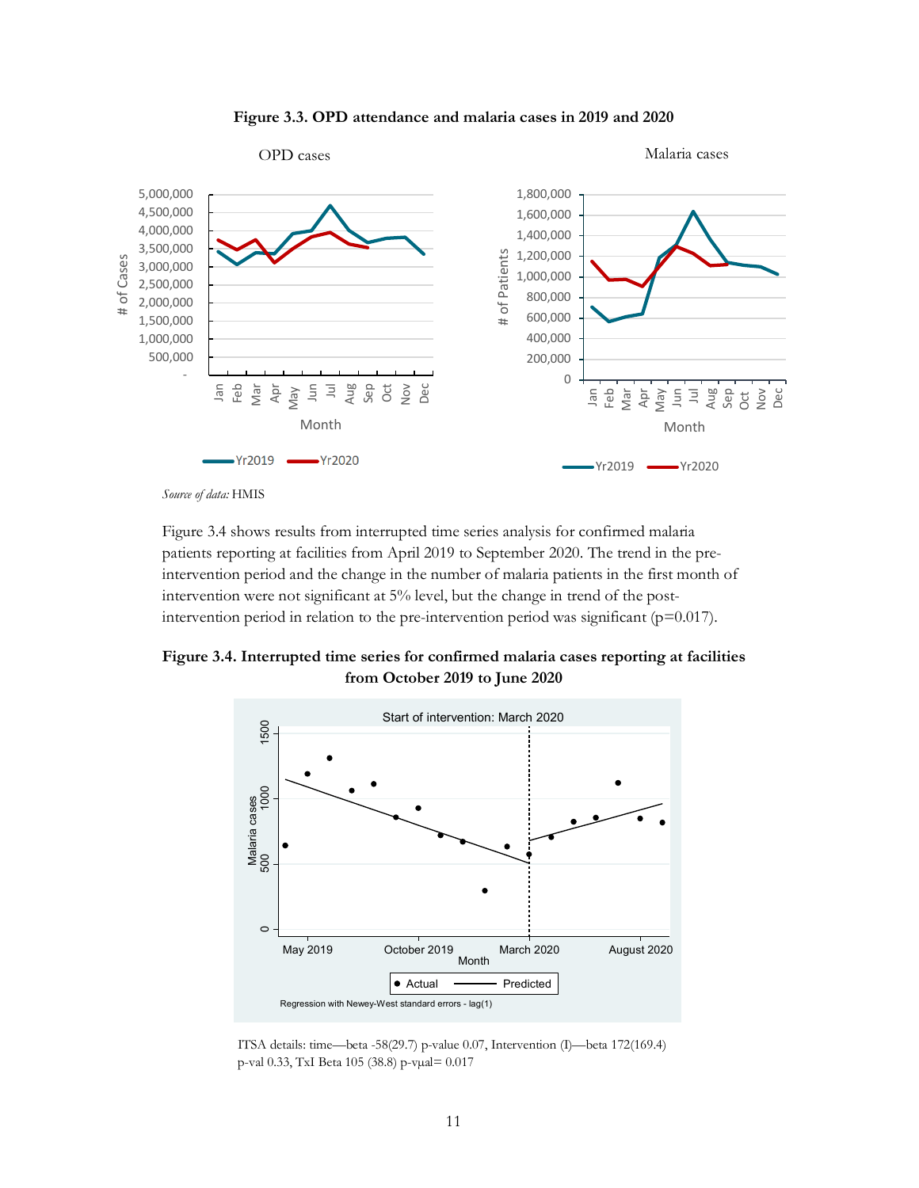**Figure 3.3. OPD attendance and malaria cases in 2019 and 2020**

*Source of data:* HMIS

Figure 3.4 shows results from interrupted time series analysis for confirmed malaria patients reporting at facilities from April 2019 to September 2020. The trend in the pre-intervention period and the change in the number of malaria patients in the first month of intervention were not significant at 5% level, but the change in trend of the post-intervention period in relation to the pre-intervention period was significant (p=0.017).

**Figure 3.4. Interrupted time series for confirmed malaria cases reporting at facilities from October 2019 to June 2020**

ITSA details: time—beta -58(29.7) p-value 0.07, Intervention (I)—beta 172(169.4) p-val 0.33, TxI Beta 105 (38.8) p-vμal= 0.017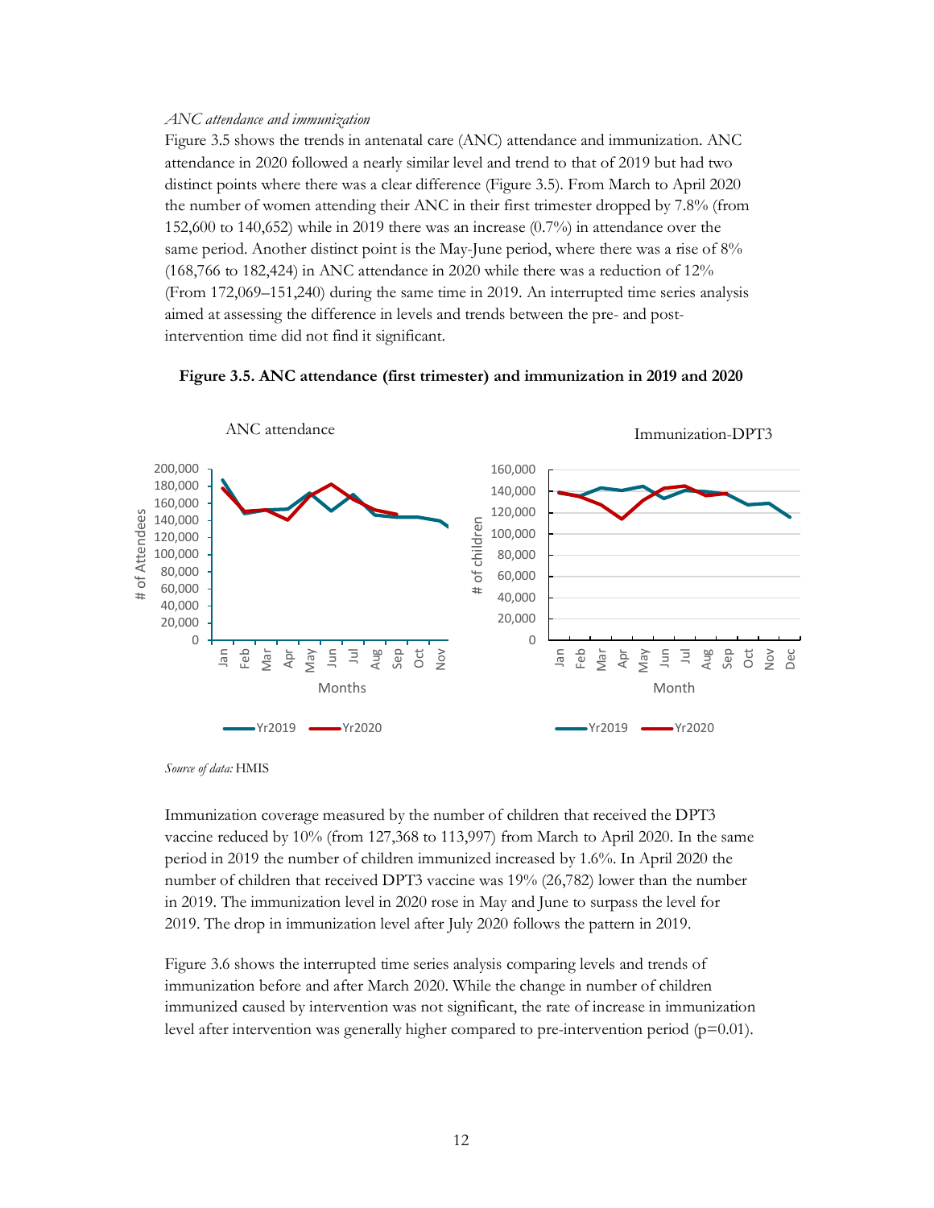*ANC attendance and immunization*

Figure 3.5 shows the trends in antenatal care (ANC) attendance and immunization. ANC attendance in 2020 followed a nearly similar level and trend to that of 2019 but had two distinct points where there was a clear difference (Figure 3.5). From March to April 2020 the number of women attending their ANC in their first trimester dropped by 7.8% (from 152,600 to 140,652) while in 2019 there was an increase (0.7%) in attendance over the same period. Another distinct point is the May-June period, where there was a rise of 8% (168,766 to 182,424) in ANC attendance in 2020 while there was a reduction of 12% (From 172,069–151,240) during the same time in 2019. An interrupted time series analysis aimed at assessing the difference in levels and trends between the pre- and post-intervention time did not find it significant.

**Figure 3.5. ANC attendance (first trimester) and immunization in 2019 and 2020**

ANC attendance

# of Attendees

200,000
180,000
160,000
140,000
120,000
100,000
80,000
60,000
40,000
20,000
0

Jan Feb Mar Apr May Jun Jul Aug Sep Oct Nov

Months

Yr2019 Yr2020

Immunization-DPT3

# of children

160,000
140,000
120,000
100,000
80,000
60,000
40,000
20,000
0

Jan Feb Mar Apr May Jun Jul Aug Sep Oct Nov Dec

Month

Yr2019 Yr2020

*Source of data:* HMIS

Immunization coverage measured by the number of children that received the DPT3 vaccine reduced by 10% (from 127,368 to 113,997) from March to April 2020. In the same period in 2019 the number of children immunized increased by 1.6%. In April 2020 the number of children that received DPT3 vaccine was 19% (26,782) lower than the number in 2019. The immunization level in 2020 rose in May and June to surpass the level for 2019. The drop in immunization level after July 2020 follows the pattern in 2019.

Figure 3.6 shows the interrupted time series analysis comparing levels and trends of immunization before and after March 2020. While the change in number of children immunized caused by intervention was not significant, the rate of increase in immunization level after intervention was generally higher compared to pre-intervention period ($p=0.01$).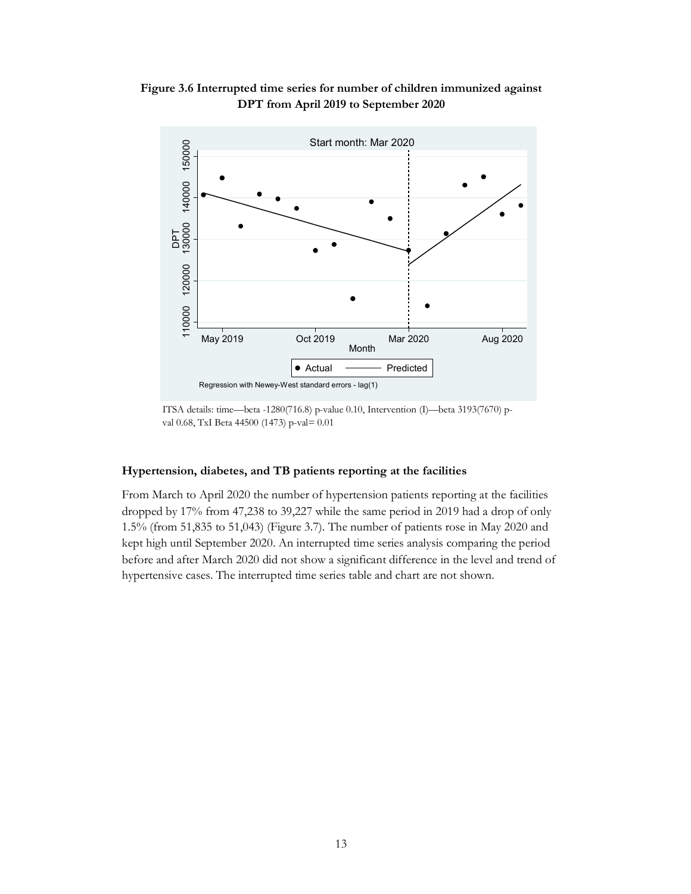**Figure 3.6 Interrupted time series for number of children immunized against DPT from April 2019 to September 2020**

ITSA details: time—beta -1280(716.8) p-value 0.10, Intervention (I)—beta 3193(7670) p-val 0.68, TxI Beta 44500 (1473) p-val= 0.01

### Hypertension, diabetes, and TB patients reporting at the facilities

From March to April 2020 the number of hypertension patients reporting at the facilities dropped by 17% from 47,238 to 39,227 while the same period in 2019 had a drop of only 1.5% (from 51,835 to 51,043) (Figure 3.7). The number of patients rose in May 2020 and kept high until September 2020. An interrupted time series analysis comparing the period before and after March 2020 did not show a significant difference in the level and trend of hypertensive cases. The interrupted time series table and chart are not shown.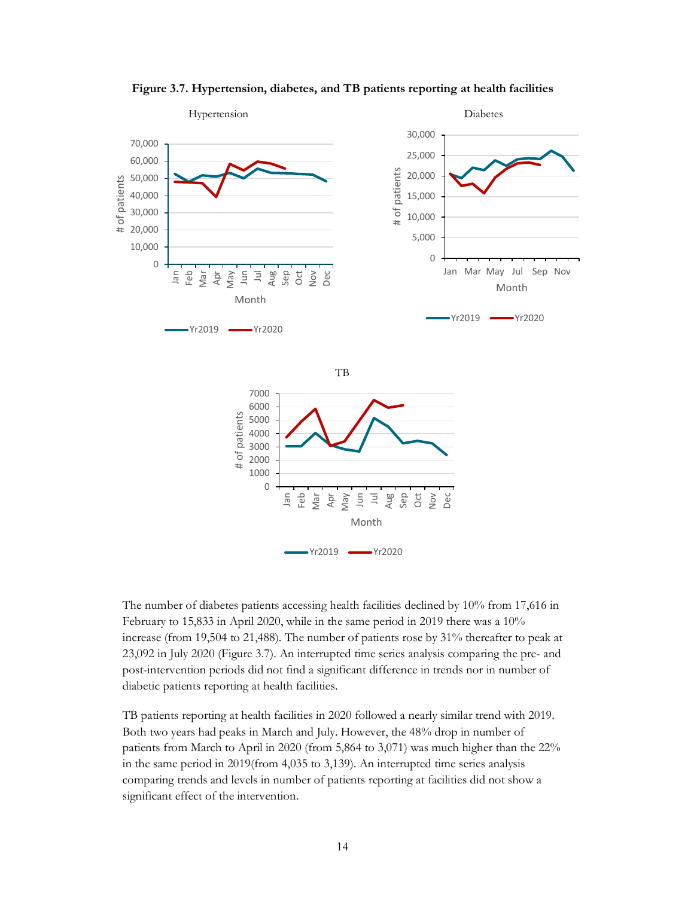**Figure 3.7. Hypertension, diabetes, and TB patients reporting at health facilities**

Hypertension

70,000
60,000
50,000
40,000
30,000
20,000
10,000
0

# of patients

Jan Feb Mar Apr May Jun Jul Aug Sep Oct Nov Dec

Month

Yr2019 Yr2020

Diabetes

30,000
25,000
20,000
15,000
10,000
5,000
0

# of patients

Jan Mar May Jul Sep Nov

Month

Yr2019 Yr2020

TB

7000
6000
5000
4000
3000
2000
1000
0

# of patients

Jan Feb Mar Apr May Jun Jul Aug Sep Oct Nov Dec

Month

Yr2019 Yr2020

The number of diabetes patients accessing health facilities declined by 10% from 17,616 in February to 15,833 in April 2020, while in the same period in 2019 there was a 10% increase (from 19,504 to 21,488). The number of patients rose by 31% thereafter to peak at 23,092 in July 2020 (Figure 3.7). An interrupted time series analysis comparing the pre- and post-intervention periods did not find a significant difference in trends nor in number of diabetic patients reporting at health facilities.

TB patients reporting at health facilities in 2020 followed a nearly similar trend with 2019. Both two years had peaks in March and July. However, the 48% drop in number of patients from March to April in 2020 (from 5,864 to 3,071) was much higher than the 22% in the same period in 2019(from 4,035 to 3,139). An interrupted time series analysis comparing trends and levels in number of patients reporting at facilities did not show a significant effect of the intervention.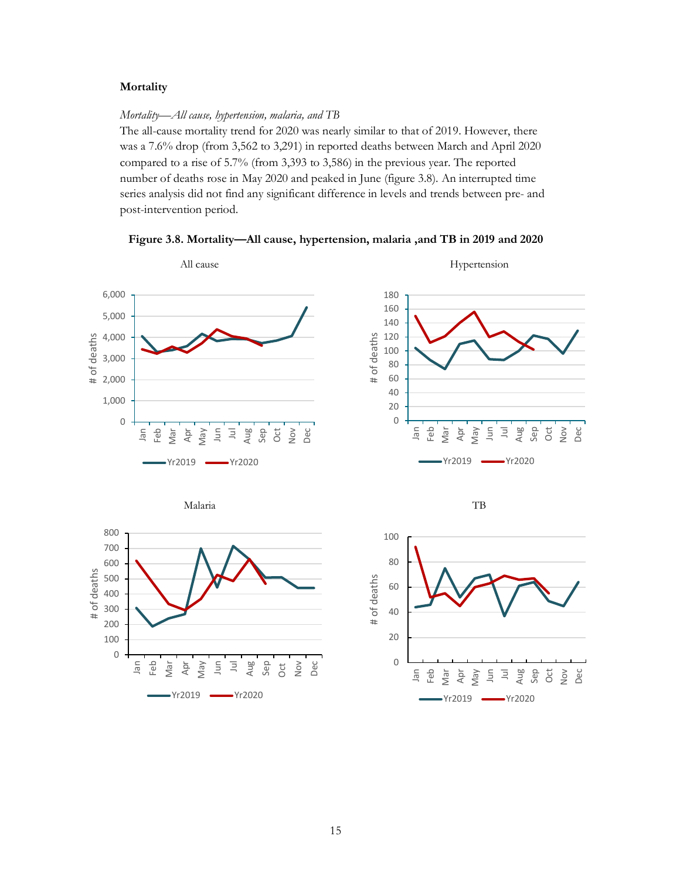### Mortality

*Mortality—All cause, hypertension, malaria, and TB*

The all-cause mortality trend for 2020 was nearly similar to that of 2019. However, there was a 7.6% drop (from 3,562 to 3,291) in reported deaths between March and April 2020 compared to a rise of 5.7% (from 3,393 to 3,586) in the previous year. The reported number of deaths rose in May 2020 and peaked in June (figure 3.8). An interrupted time series analysis did not find any significant difference in levels and trends between pre- and post-intervention period.

**Figure 3.8. Mortality—All cause, hypertension, malaria ,and TB in 2019 and 2020**

All cause

# of deaths

0
1,000
2,000
3,000
4,000
5,000
6,000

Jan Feb Mar Apr May Jun Jul Aug Sep Oct Nov Dec

Yr2019 Yr2020

Hypertension

# of deaths

0
20
40
60
80
100
120
140
160
180

Jan Feb Mar Apr May Jun Jul Aug Sep Oct Nov Dec

Yr2019 Yr2020

Malaria

# of deaths

0
100
200
300
400
500
600
700
800

Jan Feb Mar Apr May Jun Jul Aug Sep Oct Nov Dec

Yr2019 Yr2020

TB

# of deaths

0
20
40
60
80
100

Jan Feb Mar Apr May Jun Jul Aug Sep Oct Nov Dec

Yr2019 Yr2020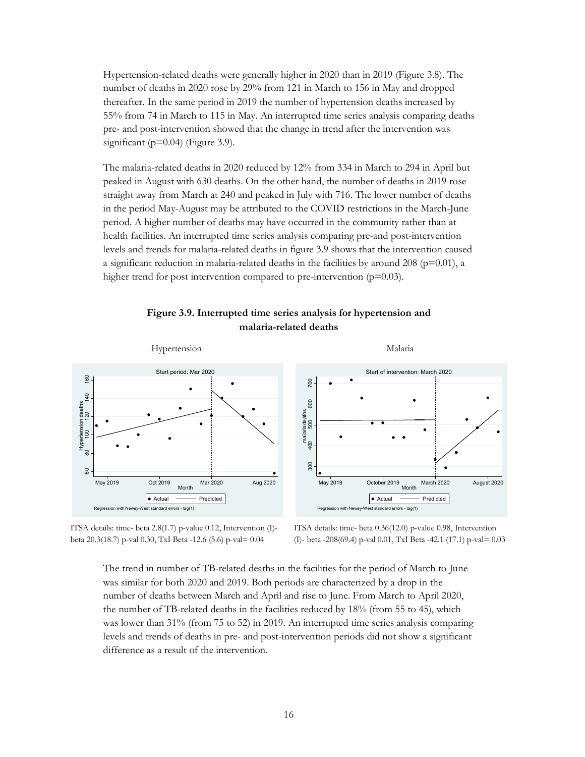Hypertension-related deaths were generally higher in 2020 than in 2019 (Figure 3.8). The number of deaths in 2020 rose by 29% from 121 in March to 156 in May and dropped thereafter. In the same period in 2019 the number of hypertension deaths increased by 55% from 74 in March to 115 in May. An interrupted time series analysis comparing deaths pre- and post-intervention showed that the change in trend after the intervention was significant (p=0.04) (Figure 3.9).

The malaria-related deaths in 2020 reduced by 12% from 334 in March to 294 in April but peaked in August with 630 deaths. On the other hand, the number of deaths in 2019 rose straight away from March at 240 and peaked in July with 716. The lower number of deaths in the period May-August may be attributed to the COVID restrictions in the March-June period. A higher number of deaths may have occurred in the community rather than at health facilities. An interrupted time series analysis comparing pre-and post-intervention levels and trends for malaria-related deaths in figure 3.9 shows that the intervention caused a significant reduction in malaria-related deaths in the facilities by around 208 (p=0.01), a higher trend for post intervention compared to pre-intervention (p=0.03).

**Figure 3.9. Interrupted time series analysis for hypertension and malaria-related deaths**

Hypertension

Start period: Mar 2020

Hypertension deaths

60
80
100
120
140
160

May 2019
Oct 2019
Mar 2020
Aug 2020

Month

Actual
Predicted

Regression with Newey-West standard errors - lag(1)

ITSA details: time- beta 2.8(1.7) p-value 0.12, Intervention (I)- beta 20.3(18.7) p-val 0.30, TxI Beta -12.6 (5.6) p-val= 0.04

Malaria

Start of intervention: March 2020

malaria deaths

300
400
500
600
700

May 2019
October 2019
March 2020
August 2020

Month

Actual
Predicted

Regression with Newey-West standard errors - lag(1)

ITSA details: time- beta 0.36(12.0) p-value 0.98, Intervention (I)- beta -208(69.4) p-val 0.01, TxI Beta -42.1 (17.1) p-val= 0.03

The trend in number of TB-related deaths in the facilities for the period of March to June was similar for both 2020 and 2019. Both periods are characterized by a drop in the number of deaths between March and April and rise to June. From March to April 2020, the number of TB-related deaths in the facilities reduced by 18% (from 55 to 45), which was lower than 31% (from 75 to 52) in 2019. An interrupted time series analysis comparing levels and trends of deaths in pre- and post-intervention periods did not show a significant difference as a result of the intervention.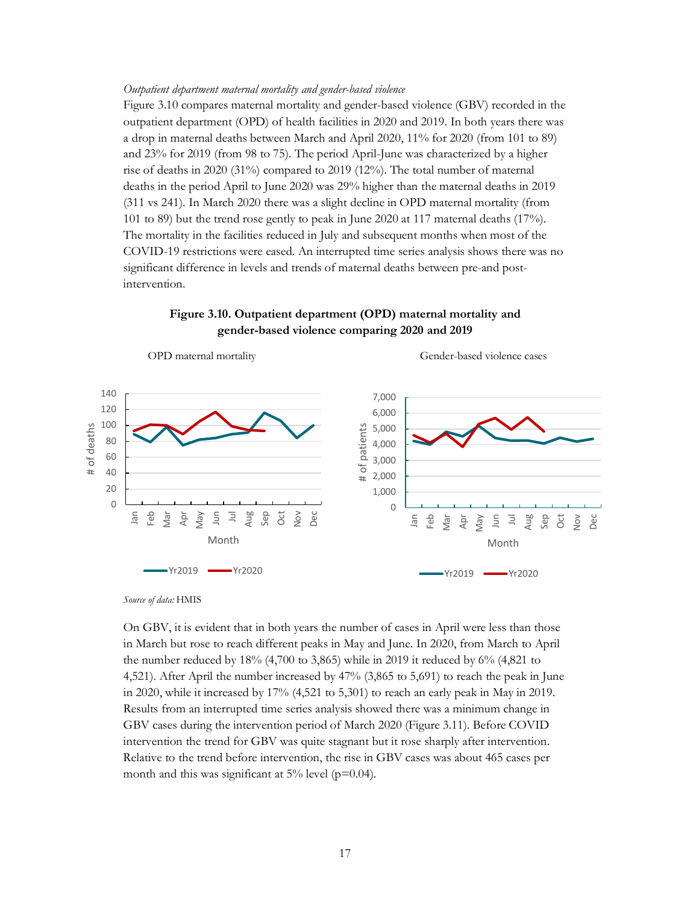*Outpatient department maternal mortality and gender-based violence*

Figure 3.10 compares maternal mortality and gender-based violence (GBV) recorded in the outpatient department (OPD) of health facilities in 2020 and 2019. In both years there was a drop in maternal deaths between March and April 2020, 11% for 2020 (from 101 to 89) and 23% for 2019 (from 98 to 75). The period April-June was characterized by a higher rise of deaths in 2020 (31%) compared to 2019 (12%). The total number of maternal deaths in the period April to June 2020 was 29% higher than the maternal deaths in 2019 (311 vs 241). In March 2020 there was a slight decline in OPD maternal mortality (from 101 to 89) but the trend rose gently to peak in June 2020 at 117 maternal deaths (17%). The mortality in the facilities reduced in July and subsequent months when most of the COVID-19 restrictions were eased. An interrupted time series analysis shows there was no significant difference in levels and trends of maternal deaths between pre-and post-intervention.

**Figure 3.10. Outpatient department (OPD) maternal mortality and gender-based violence comparing 2020 and 2019**

OPD maternal mortality

140
120
100
80
60
40
20
0

# of deaths

Jan Feb Mar Apr May Jun Jul Aug Sep Oct Nov Dec

Month

Yr2019 Yr2020

Gender-based violence cases

7,000
6,000
5,000
4,000
3,000
2,000
1,000
0

# of patients

Jan Feb Mar Apr May Jun Jul Aug Sep Oct Nov Dec

Month

Yr2019 Yr2020

*Source of data:* HMIS

On GBV, it is evident that in both years the number of cases in April were less than those in March but rose to reach different peaks in May and June. In 2020, from March to April the number reduced by 18% (4,700 to 3,865) while in 2019 it reduced by 6% (4,821 to 4,521). After April the number increased by 47% (3,865 to 5,691) to reach the peak in June in 2020, while it increased by 17% (4,521 to 5,301) to reach an early peak in May in 2019. Results from an interrupted time series analysis showed there was a minimum change in GBV cases during the intervention period of March 2020 (Figure 3.11). Before COVID intervention the trend for GBV was quite stagnant but it rose sharply after intervention. Relative to the trend before intervention, the rise in GBV cases was about 465 cases per month and this was significant at 5% level (p=0.04).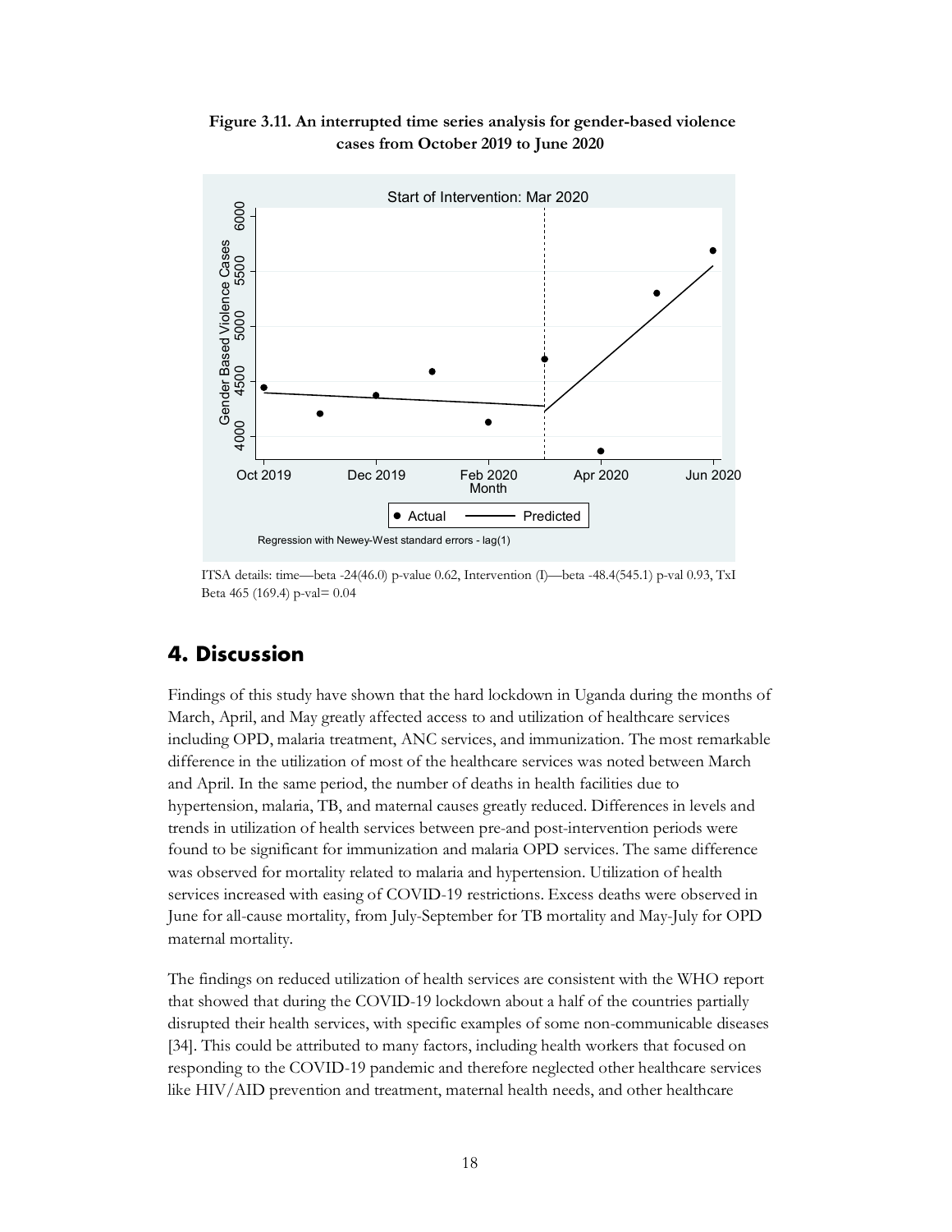**Figure 3.11. An interrupted time series analysis for gender-based violence cases from October 2019 to June 2020**

Start of Intervention: Mar 2020

Gender Based Violence Cases

4000
4500
5000
5500
6000

Oct 2019
Dec 2019
Feb 2020
Apr 2020
Jun 2020

Month

Actual
Predicted

Regression with Newey-West standard errors - lag(1)

ITSA details: time—beta -24(46.0) p-value 0.62, Intervention (I)—beta -48.4(545.1) p-val 0.93, TxI Beta 465 (169.4) p-val= 0.04

## 4. Discussion

Findings of this study have shown that the hard lockdown in Uganda during the months of March, April, and May greatly affected access to and utilization of healthcare services including OPD, malaria treatment, ANC services, and immunization. The most remarkable difference in the utilization of most of the healthcare services was noted between March and April. In the same period, the number of deaths in health facilities due to hypertension, malaria, TB, and maternal causes greatly reduced. Differences in levels and trends in utilization of health services between pre-and post-intervention periods were found to be significant for immunization and malaria OPD services. The same difference was observed for mortality related to malaria and hypertension. Utilization of health services increased with easing of COVID-19 restrictions. Excess deaths were observed in June for all-cause mortality, from July-September for TB mortality and May-July for OPD maternal mortality.

The findings on reduced utilization of health services are consistent with the WHO report that showed that during the COVID-19 lockdown about a half of the countries partially disrupted their health services, with specific examples of some non-communicable diseases [34]. This could be attributed to many factors, including health workers that focused on responding to the COVID-19 pandemic and therefore neglected other healthcare services like HIV/AID prevention and treatment, maternal health needs, and other healthcare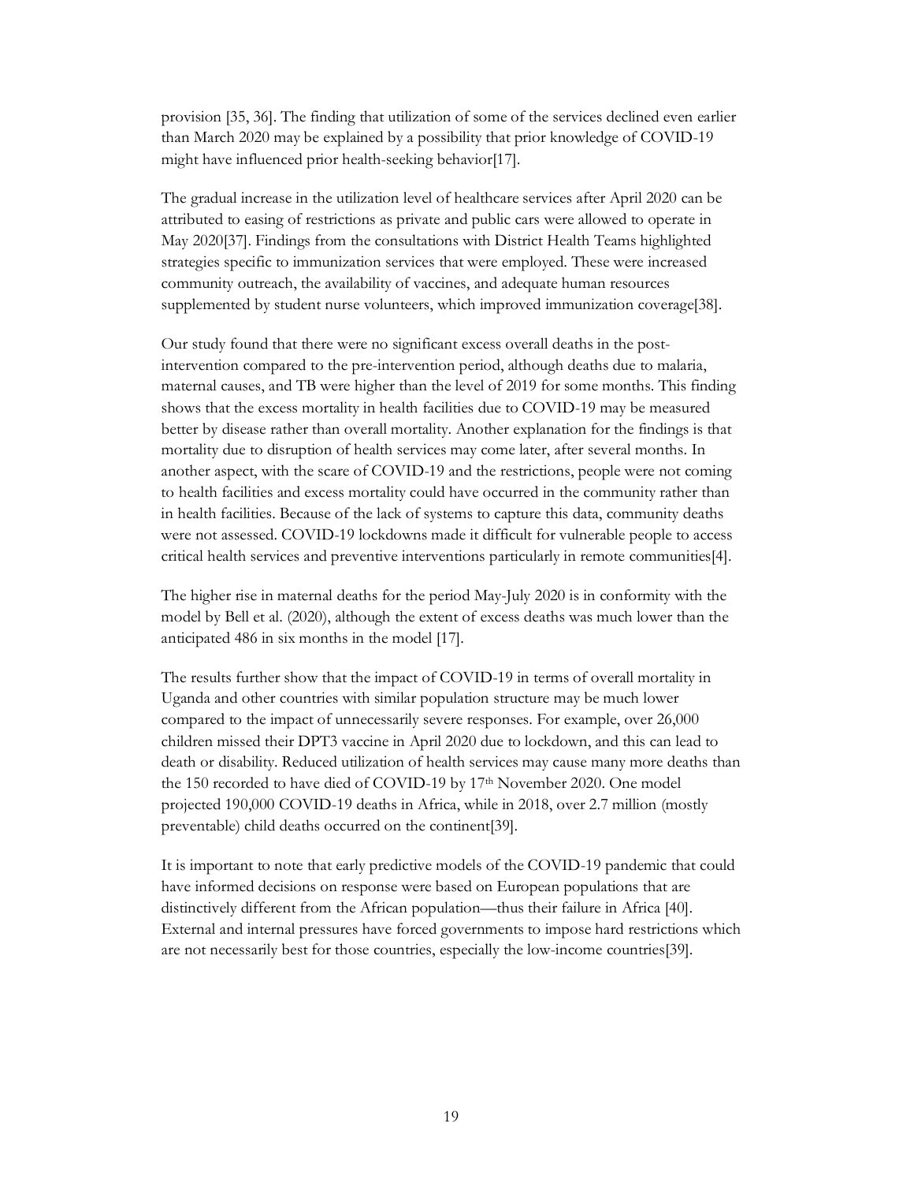provision [35, 36]. The finding that utilization of some of the services declined even earlier than March 2020 may be explained by a possibility that prior knowledge of COVID-19 might have influenced prior health-seeking behavior[17].

The gradual increase in the utilization level of healthcare services after April 2020 can be attributed to easing of restrictions as private and public cars were allowed to operate in May 2020[37]. Findings from the consultations with District Health Teams highlighted strategies specific to immunization services that were employed. These were increased community outreach, the availability of vaccines, and adequate human resources supplemented by student nurse volunteers, which improved immunization coverage[38].

Our study found that there were no significant excess overall deaths in the post-intervention compared to the pre-intervention period, although deaths due to malaria, maternal causes, and TB were higher than the level of 2019 for some months. This finding shows that the excess mortality in health facilities due to COVID-19 may be measured better by disease rather than overall mortality. Another explanation for the findings is that mortality due to disruption of health services may come later, after several months. In another aspect, with the scare of COVID-19 and the restrictions, people were not coming to health facilities and excess mortality could have occurred in the community rather than in health facilities. Because of the lack of systems to capture this data, community deaths were not assessed. COVID-19 lockdowns made it difficult for vulnerable people to access critical health services and preventive interventions particularly in remote communities[4].

The higher rise in maternal deaths for the period May-July 2020 is in conformity with the model by Bell et al. (2020), although the extent of excess deaths was much lower than the anticipated 486 in six months in the model [17].

The results further show that the impact of COVID-19 in terms of overall mortality in Uganda and other countries with similar population structure may be much lower compared to the impact of unnecessarily severe responses. For example, over 26,000 children missed their DPT3 vaccine in April 2020 due to lockdown, and this can lead to death or disability. Reduced utilization of health services may cause many more deaths than the 150 recorded to have died of COVID-19 by 17th November 2020. One model projected 190,000 COVID-19 deaths in Africa, while in 2018, over 2.7 million (mostly preventable) child deaths occurred on the continent[39].

It is important to note that early predictive models of the COVID-19 pandemic that could have informed decisions on response were based on European populations that are distinctively different from the African population—thus their failure in Africa [40]. External and internal pressures have forced governments to impose hard restrictions which are not necessarily best for those countries, especially the low-income countries[39].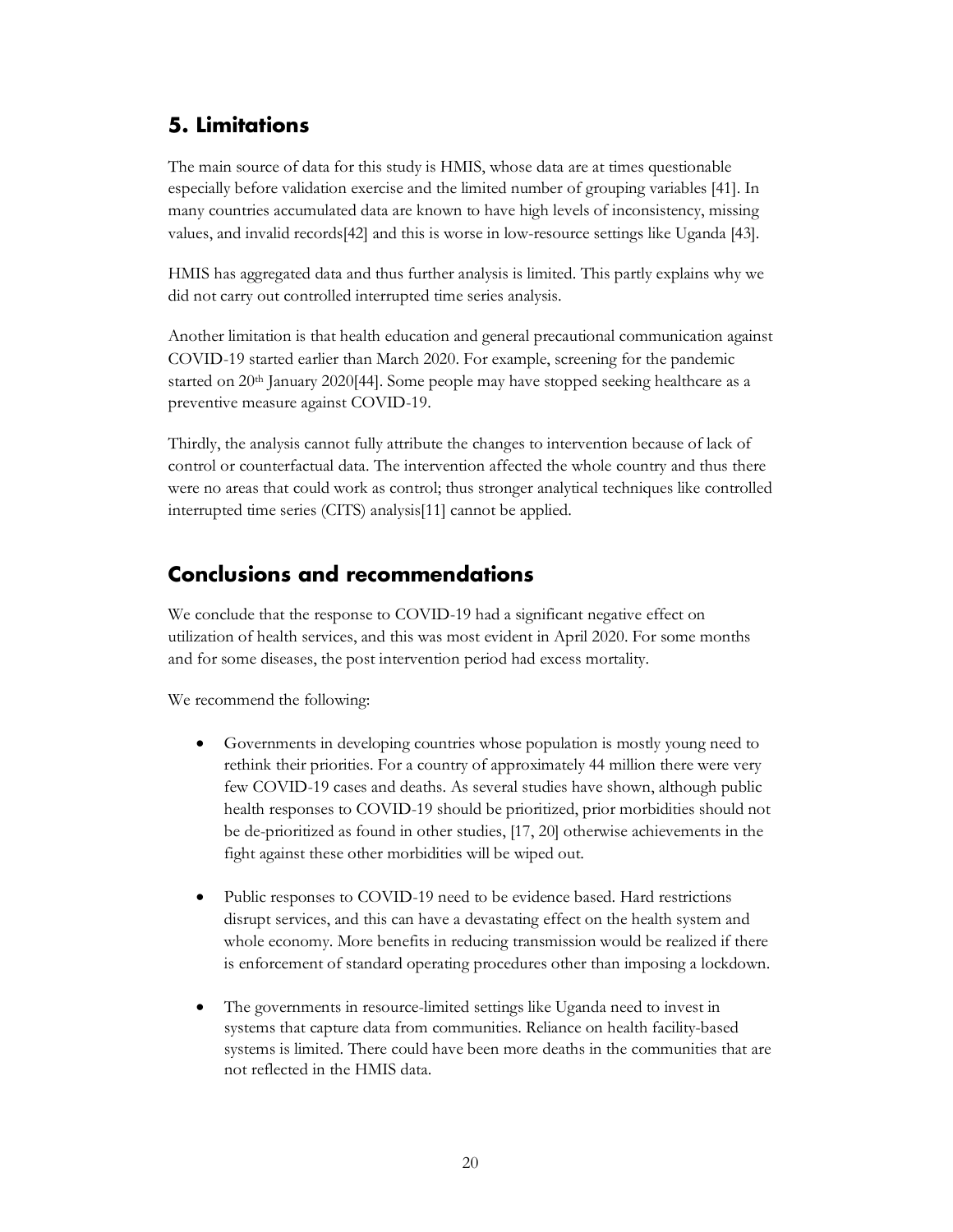## 5. Limitations

The main source of data for this study is HMIS, whose data are at times questionable especially before validation exercise and the limited number of grouping variables [41]. In many countries accumulated data are known to have high levels of inconsistency, missing values, and invalid records[42] and this is worse in low-resource settings like Uganda [43].

HMIS has aggregated data and thus further analysis is limited. This partly explains why we did not carry out controlled interrupted time series analysis.

Another limitation is that health education and general precautional communication against COVID-19 started earlier than March 2020. For example, screening for the pandemic started on 20th January 2020[44]. Some people may have stopped seeking healthcare as a preventive measure against COVID-19.

Thirdly, the analysis cannot fully attribute the changes to intervention because of lack of control or counterfactual data. The intervention affected the whole country and thus there were no areas that could work as control; thus stronger analytical techniques like controlled interrupted time series (CITS) analysis[11] cannot be applied.

## Conclusions and recommendations

We conclude that the response to COVID-19 had a significant negative effect on utilization of health services, and this was most evident in April 2020. For some months and for some diseases, the post intervention period had excess mortality.

We recommend the following:

- Governments in developing countries whose population is mostly young need to rethink their priorities. For a country of approximately 44 million there were very few COVID-19 cases and deaths. As several studies have shown, although public health responses to COVID-19 should be prioritized, prior morbidities should not be de-prioritized as found in other studies, [17, 20] otherwise achievements in the fight against these other morbidities will be wiped out.

- Public responses to COVID-19 need to be evidence based. Hard restrictions disrupt services, and this can have a devastating effect on the health system and whole economy. More benefits in reducing transmission would be realized if there is enforcement of standard operating procedures other than imposing a lockdown.

- The governments in resource-limited settings like Uganda need to invest in systems that capture data from communities. Reliance on health facility-based systems is limited. There could have been more deaths in the communities that are not reflected in the HMIS data.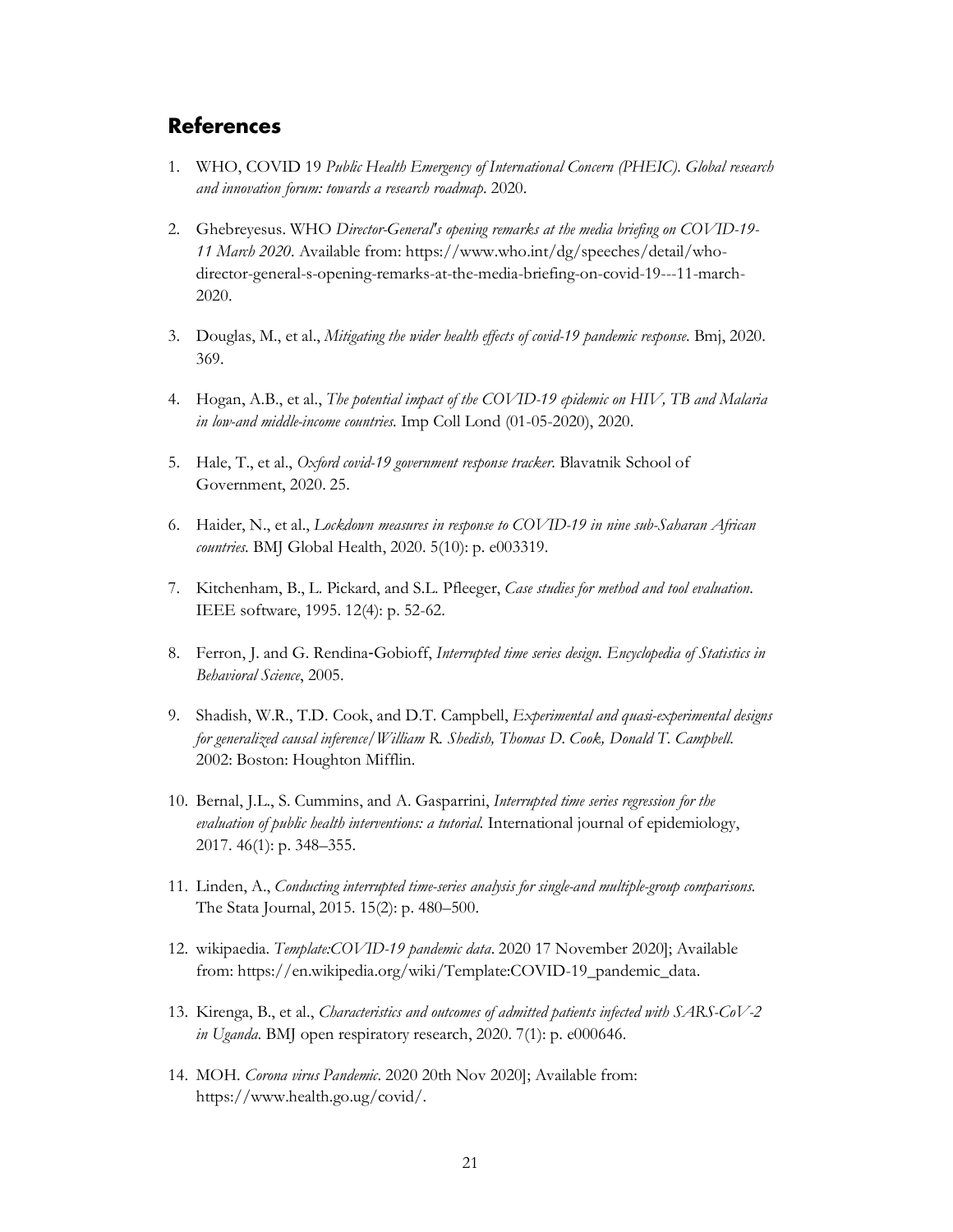## References

1. WHO, COVID 19 *Public Health Emergency of International Concern (PHEIC). Global research and innovation forum: towards a research roadmap*. 2020.

2. Ghebreyesus. WHO *Director-General's opening remarks at the media briefing on COVID-19-11 March 2020*. Available from: https://www.who.int/dg/speeches/detail/who-director-general-s-opening-remarks-at-the-media-briefing-on-covid-19---11-march-2020.

3. Douglas, M., et al., *Mitigating the wider health effects of covid-19 pandemic response*. Bmj, 2020. 369.

4. Hogan, A.B., et al., *The potential impact of the COVID-19 epidemic on HIV, TB and Malaria in low-and middle-income countries*. Imp Coll Lond (01-05-2020), 2020.

5. Hale, T., et al., *Oxford covid-19 government response tracker*. Blavatnik School of Government, 2020. 25.

6. Haider, N., et al., *Lockdown measures in response to COVID-19 in nine sub-Saharan African countries*. BMJ Global Health, 2020. 5(10): p. e003319.

7. Kitchenham, B., L. Pickard, and S.L. Pfleeger, *Case studies for method and tool evaluation*. IEEE software, 1995. 12(4): p. 52-62.

8. Ferron, J. and G. Rendina‐Gobioff, *Interrupted time series design. Encyclopedia of Statistics in Behavioral Science*, 2005.

9. Shadish, W.R., T.D. Cook, and D.T. Campbell, *Experimental and quasi-experimental designs for generalized causal inference/William R. Shedish, Thomas D. Cook, Donald T. Campbell*. 2002: Boston: Houghton Mifflin.

10. Bernal, J.L., S. Cummins, and A. Gasparrini, *Interrupted time series regression for the evaluation of public health interventions: a tutorial*. International journal of epidemiology, 2017. 46(1): p. 348–355.

11. Linden, A., *Conducting interrupted time-series analysis for single-and multiple-group comparisons*. The Stata Journal, 2015. 15(2): p. 480–500.

12. wikipaedia. *Template:COVID-19 pandemic data*. 2020 17 November 2020]; Available from: https://en.wikipedia.org/wiki/Template:COVID-19_pandemic_data.

13. Kirenga, B., et al., *Characteristics and outcomes of admitted patients infected with SARS-CoV-2 in Uganda*. BMJ open respiratory research, 2020. 7(1): p. e000646.

14. MOH. *Corona virus Pandemic*. 2020 20th Nov 2020]; Available from: https://www.health.go.ug/covid/.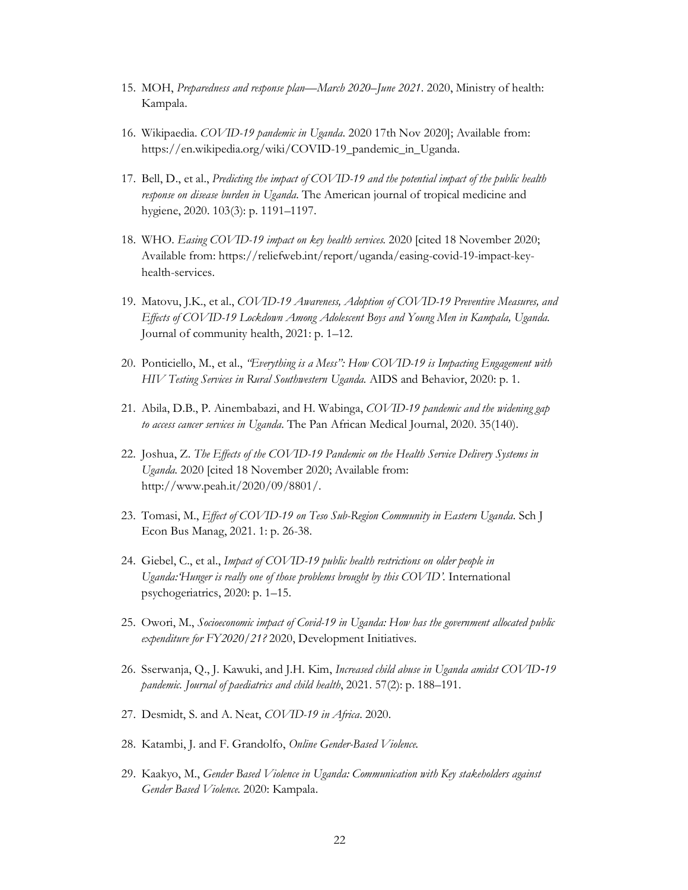15. MOH, *Preparedness and response plan—March 2020–June 2021*. 2020, Ministry of health: Kampala.

16. Wikipaedia. *COVID-19 pandemic in Uganda*. 2020 17th Nov 2020]; Available from: https://en.wikipedia.org/wiki/COVID-19_pandemic_in_Uganda.

17. Bell, D., et al., *Predicting the impact of COVID-19 and the potential impact of the public health response on disease burden in Uganda*. The American journal of tropical medicine and hygiene, 2020. 103(3): p. 1191–1197.

18. WHO. *Easing COVID-19 impact on key health services*. 2020 [cited 18 November 2020; Available from: https://reliefweb.int/report/uganda/easing-covid-19-impact-key-health-services.

19. Matovu, J.K., et al., *COVID-19 Awareness, Adoption of COVID-19 Preventive Measures, and Effects of COVID-19 Lockdown Among Adolescent Boys and Young Men in Kampala, Uganda*. Journal of community health, 2021: p. 1–12.

20. Ponticiello, M., et al., *"Everything is a Mess": How COVID-19 is Impacting Engagement with HIV Testing Services in Rural Southwestern Uganda*. AIDS and Behavior, 2020: p. 1.

21. Abila, D.B., P. Ainembabazi, and H. Wabinga, *COVID-19 pandemic and the widening gap to access cancer services in Uganda*. The Pan African Medical Journal, 2020. 35(140).

22. Joshua, Z. *The Effects of the COVID-19 Pandemic on the Health Service Delivery Systems in Uganda*. 2020 [cited 18 November 2020; Available from: http://www.peah.it/2020/09/8801/.

23. Tomasi, M., *Effect of COVID-19 on Teso Sub-Region Community in Eastern Uganda*. Sch J Econ Bus Manag, 2021. 1: p. 26-38.

24. Giebel, C., et al., *Impact of COVID-19 public health restrictions on older people in Uganda:'Hunger is really one of those problems brought by this COVID'*. International psychogeriatrics, 2020: p. 1–15.

25. Owori, M., *Socioeconomic impact of Covid-19 in Uganda: How has the government allocated public expenditure for FY2020/21?* 2020, Development Initiatives.

26. Sserwanja, Q., J. Kawuki, and J.H. Kim, *Increased child abuse in Uganda amidst COVID‐19 pandemic. Journal of paediatrics and child health*, 2021. 57(2): p. 188–191.

27. Desmidt, S. and A. Neat, *COVID-19 in Africa*. 2020.

28. Katambi, J. and F. Grandolfo, *Online Gender-Based Violence*.

29. Kaakyo, M., *Gender Based Violence in Uganda: Communication with Key stakeholders against Gender Based Violence*. 2020: Kampala.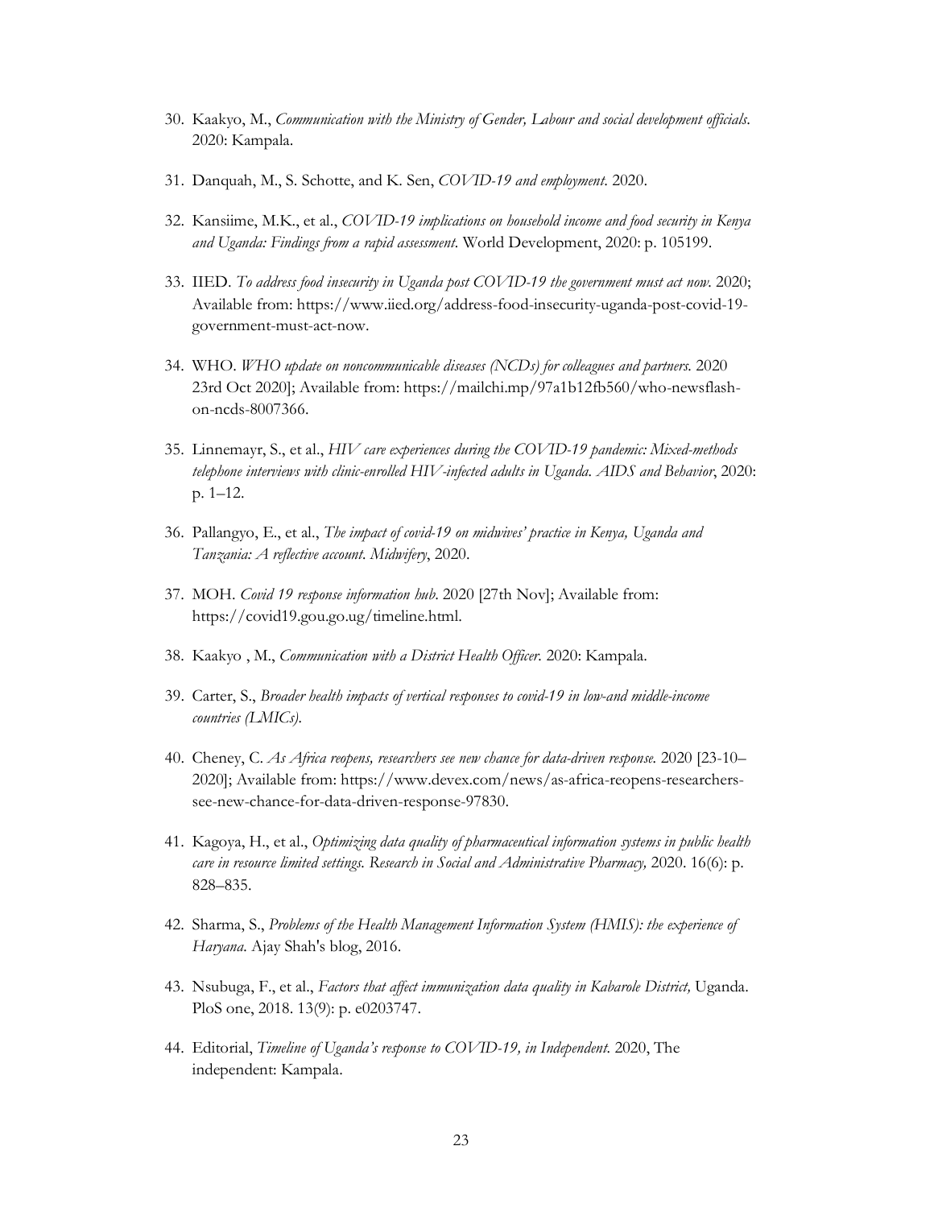30. Kaakyo, M., *Communication with the Ministry of Gender, Labour and social development officials*. 2020: Kampala.

31. Danquah, M., S. Schotte, and K. Sen, *COVID-19 and employment*. 2020.

32. Kansiime, M.K., et al., *COVID-19 implications on household income and food security in Kenya and Uganda: Findings from a rapid assessment*. World Development, 2020: p. 105199.

33. IIED. *To address food insecurity in Uganda post COVID-19 the government must act now*. 2020; Available from: https://www.iied.org/address-food-insecurity-uganda-post-covid-19-government-must-act-now.

34. WHO. *WHO update on noncommunicable diseases (NCDs) for colleagues and partners*. 2020 23rd Oct 2020]; Available from: https://mailchi.mp/97a1b12fb560/who-newsflash-on-ncds-8007366.

35. Linnemayr, S., et al., *HIV care experiences during the COVID-19 pandemic: Mixed-methods telephone interviews with clinic-enrolled HIV-infected adults in Uganda. AIDS and Behavior*, 2020: p. 1–12.

36. Pallangyo, E., et al., *The impact of covid-19 on midwives' practice in Kenya, Uganda and Tanzania: A reflective account. Midwifery*, 2020.

37. MOH. *Covid 19 response information hub*. 2020 [27th Nov]; Available from: https://covid19.gou.go.ug/timeline.html.

38. Kaakyo , M., *Communication with a District Health Officer*. 2020: Kampala.

39. Carter, S., *Broader health impacts of vertical responses to covid-19 in low-and middle-income countries (LMICs)*.

40. Cheney, C. *As Africa reopens, researchers see new chance for data-driven response*. 2020 [23-10–2020]; Available from: https://www.devex.com/news/as-africa-reopens-researchers-see-new-chance-for-data-driven-response-97830.

41. Kagoya, H., et al., *Optimizing data quality of pharmaceutical information systems in public health care in resource limited settings. Research in Social and Administrative Pharmacy,* 2020. 16(6): p. 828–835.

42. Sharma, S., *Problems of the Health Management Information System (HMIS): the experience of Haryana*. Ajay Shah's blog, 2016.

43. Nsubuga, F., et al., *Factors that affect immunization data quality in Kabarole District,* Uganda. PloS one, 2018. 13(9): p. e0203747.

44. Editorial, *Timeline of Uganda's response to COVID-19, in Independent*. 2020, The independent: Kampala.